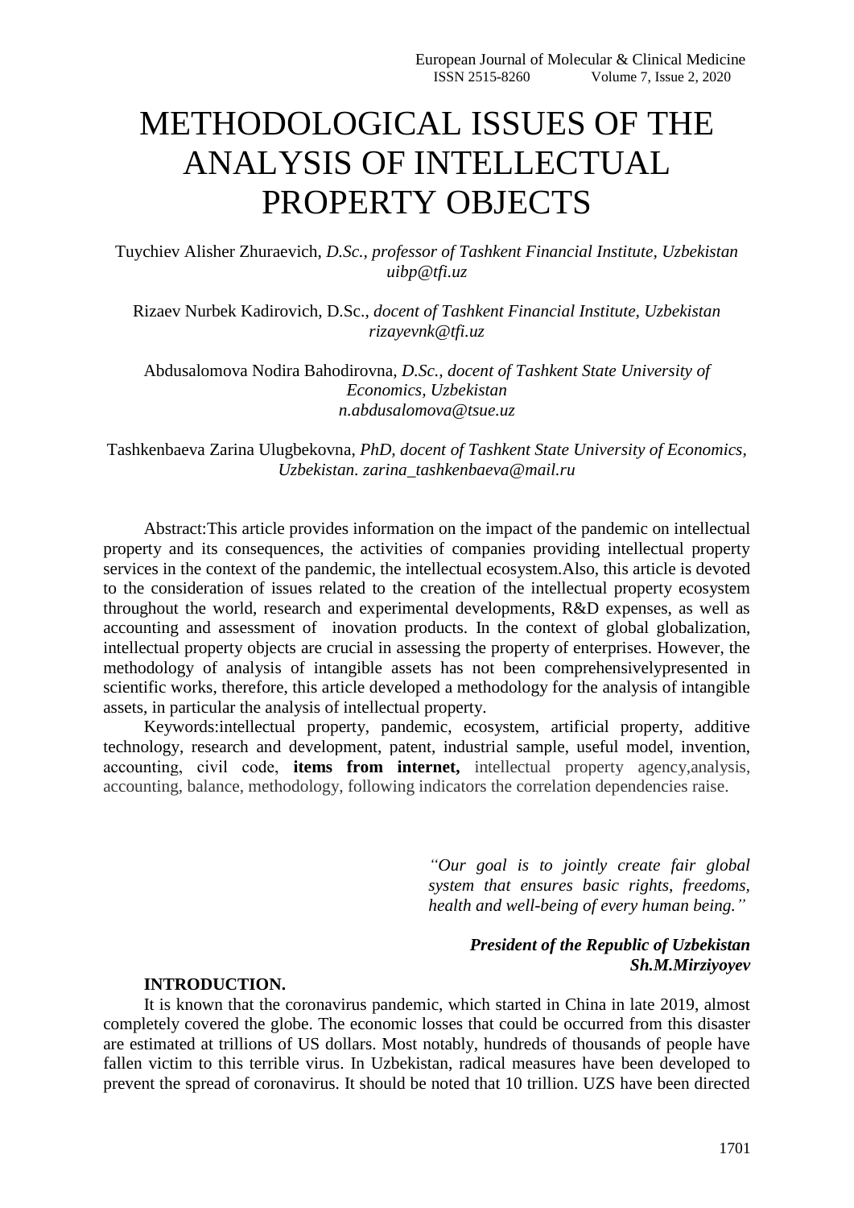# METHODOLOGICAL ISSUES OF THE ANALYSIS OF INTELLECTUAL PROPERTY OBJECTS

Tuychiev Alisher Zhuraevich, *D.Sc., professor of Tashkent Financial Institute, Uzbekistan uibp@tfi.uz*

Rizaev Nurbek Kadirovich, D.Sc., *docent of Tashkent Financial Institute, Uzbekistan rizayevnk@tfi.uz*

Abdusalomova Nodira Bahodirovna, *D.Sc., docent of Tashkent State University of Economics, Uzbekistan n.abdusalomova@tsue.uz*

Tashkenbaeva Zarina Ulugbekovna, *PhD, docent of Tashkent State University of Economics, Uzbekistan. zarina_tashkenbaeva@mail.ru*

Abstract:This article provides information on the impact of the pandemic on intellectual property and its consequences, the activities of companies providing intellectual property services in the context of the pandemic, the intellectual ecosystem.Also, this article is devoted to the consideration of issues related to the creation of the intellectual property ecosystem throughout the world, research and experimental developments, R&D expenses, as well as accounting and assessment of inovation products. In the context of global globalization, intellectual property objects are crucial in assessing the property of enterprises. However, the methodology of analysis of intangible assets has not been comprehensivelypresented in scientific works, therefore, this article developed a methodology for the analysis of intangible assets, in particular the analysis of intellectual property.

Keywords:intellectual property, pandemic, ecosystem, artificial property, additive technology, research and development, patent, industrial sample, useful model, invention, accounting, civil code, **items from internet,** intellectual property agency,analysis, accounting, balance, methodology, following indicators the correlation dependencies raise.

> *"Our goal is to jointly create fair global system that ensures basic rights, freedoms, health and well-being of every human being."*
>
> ***President of the Republic of Uzbekistan Sh.M.Mirziyoyev***

**INTRODUCTION.**

It is known that the coronavirus pandemic, which started in China in late 2019, almost completely covered the globe. The economic losses that could be occurred from this disaster are estimated at trillions of US dollars. Most notably, hundreds of thousands of people have fallen victim to this terrible virus. In Uzbekistan, radical measures have been developed to prevent the spread of coronavirus. It should be noted that 10 trillion. UZS have been directed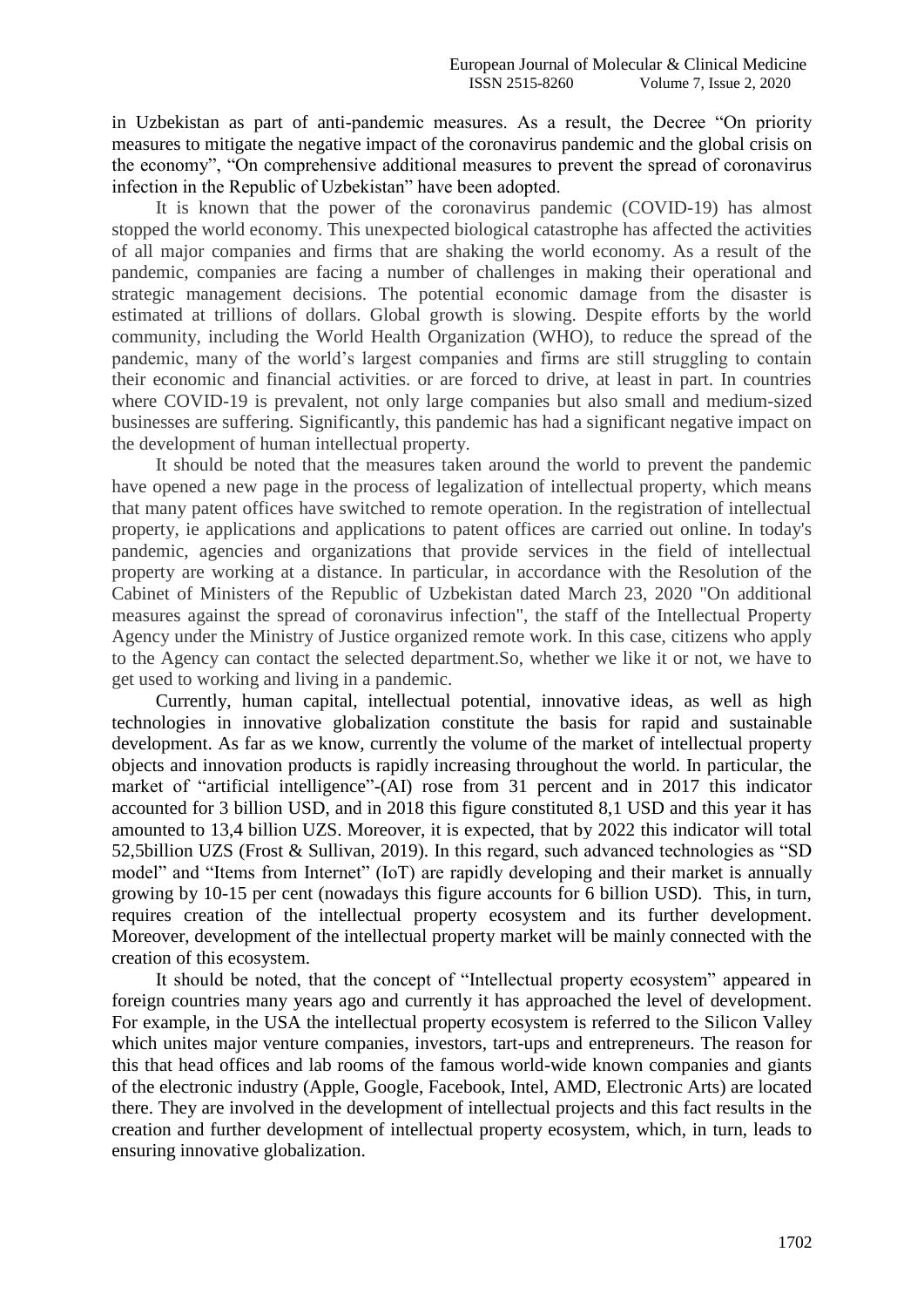in Uzbekistan as part of anti-pandemic measures. As a result, the Decree "On priority measures to mitigate the negative impact of the coronavirus pandemic and the global crisis on the economy", "On comprehensive additional measures to prevent the spread of coronavirus infection in the Republic of Uzbekistan" have been adopted.

It is known that the power of the coronavirus pandemic (COVID-19) has almost stopped the world economy. This unexpected biological catastrophe has affected the activities of all major companies and firms that are shaking the world economy. As a result of the pandemic, companies are facing a number of challenges in making their operational and strategic management decisions. The potential economic damage from the disaster is estimated at trillions of dollars. Global growth is slowing. Despite efforts by the world community, including the World Health Organization (WHO), to reduce the spread of the pandemic, many of the world's largest companies and firms are still struggling to contain their economic and financial activities. or are forced to drive, at least in part. In countries where COVID-19 is prevalent, not only large companies but also small and medium-sized businesses are suffering. Significantly, this pandemic has had a significant negative impact on the development of human intellectual property.

It should be noted that the measures taken around the world to prevent the pandemic have opened a new page in the process of legalization of intellectual property, which means that many patent offices have switched to remote operation. In the registration of intellectual property, ie applications and applications to patent offices are carried out online. In today's pandemic, agencies and organizations that provide services in the field of intellectual property are working at a distance. In particular, in accordance with the Resolution of the Cabinet of Ministers of the Republic of Uzbekistan dated March 23, 2020 "On additional measures against the spread of coronavirus infection", the staff of the Intellectual Property Agency under the Ministry of Justice organized remote work. In this case, citizens who apply to the Agency can contact the selected department.So, whether we like it or not, we have to get used to working and living in a pandemic.

Currently, human capital, intellectual potential, innovative ideas, as well as high technologies in innovative globalization constitute the basis for rapid and sustainable development. As far as we know, currently the volume of the market of intellectual property objects and innovation products is rapidly increasing throughout the world. In particular, the market of "artificial intelligence"-(AI) rose from 31 percent and in 2017 this indicator accounted for 3 billion USD, and in 2018 this figure constituted 8,1 USD and this year it has amounted to 13,4 billion UZS. Moreover, it is expected, that by 2022 this indicator will total 52,5billion UZS (Frost & Sullivan, 2019). In this regard, such advanced technologies as "SD model" and "Items from Internet" (IoT) are rapidly developing and their market is annually growing by 10-15 per cent (nowadays this figure accounts for 6 billion USD). This, in turn, requires creation of the intellectual property ecosystem and its further development. Moreover, development of the intellectual property market will be mainly connected with the creation of this ecosystem.

It should be noted, that the concept of "Intellectual property ecosystem" appeared in foreign countries many years ago and currently it has approached the level of development. For example, in the USA the intellectual property ecosystem is referred to the Silicon Valley which unites major venture companies, investors, tart-ups and entrepreneurs. The reason for this that head offices and lab rooms of the famous world-wide known companies and giants of the electronic industry (Apple, Google, Facebook, Intel, AMD, Electronic Arts) are located there. They are involved in the development of intellectual projects and this fact results in the creation and further development of intellectual property ecosystem, which, in turn, leads to ensuring innovative globalization.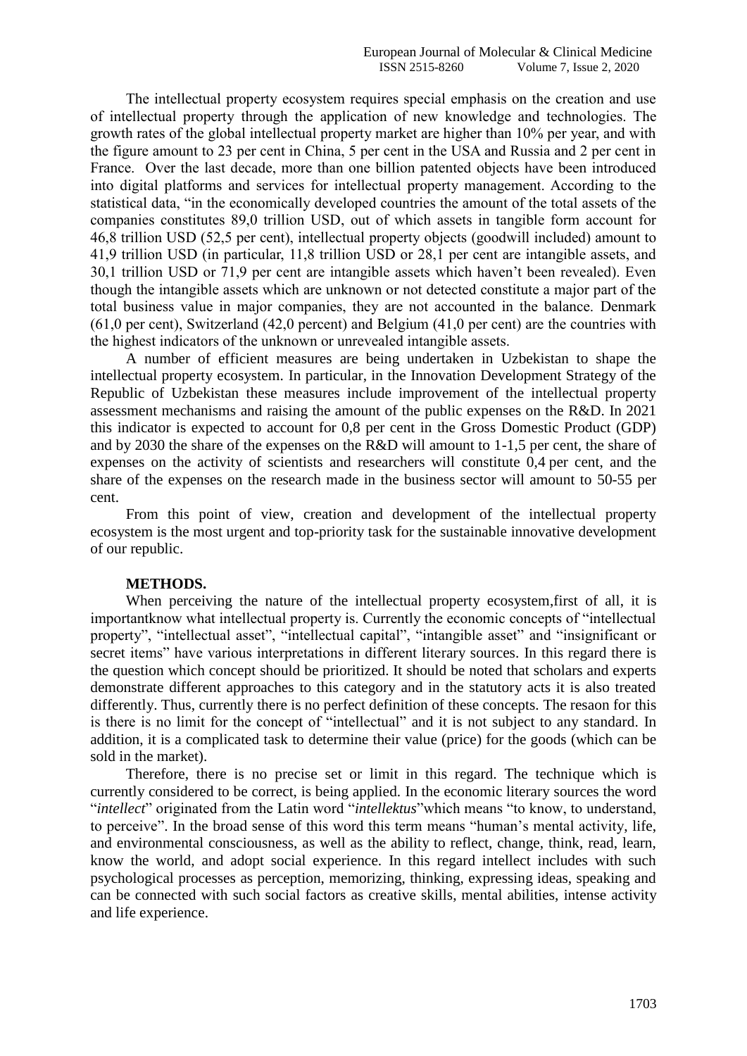The intellectual property ecosystem requires special emphasis on the creation and use of intellectual property through the application of new knowledge and technologies. The growth rates of the global intellectual property market are higher than 10% per year, and with the figure amount to 23 per cent in China, 5 per cent in the USA and Russia and 2 per cent in France. Over the last decade, more than one billion patented objects have been introduced into digital platforms and services for intellectual property management. According to the statistical data, "in the economically developed countries the amount of the total assets of the companies constitutes 89,0 trillion USD, out of which assets in tangible form account for 46,8 trillion USD (52,5 per cent), intellectual property objects (goodwill included) amount to 41,9 trillion USD (in particular, 11,8 trillion USD or 28,1 per cent are intangible assets, and 30,1 trillion USD or 71,9 per cent are intangible assets which haven't been revealed). Even though the intangible assets which are unknown or not detected constitute a major part of the total business value in major companies, they are not accounted in the balance. Denmark (61,0 per cent), Switzerland (42,0 percent) and Belgium (41,0 per cent) are the countries with the highest indicators of the unknown or unrevealed intangible assets.

A number of efficient measures are being undertaken in Uzbekistan to shape the intellectual property ecosystem. In particular, in the Innovation Development Strategy of the Republic of Uzbekistan these measures include improvement of the intellectual property assessment mechanisms and raising the amount of the public expenses on the R&D. In 2021 this indicator is expected to account for 0,8 per cent in the Gross Domestic Product (GDP) and by 2030 the share of the expenses on the R&D will amount to 1-1,5 per cent, the share of expenses on the activity of scientists and researchers will constitute 0,4 per cent, and the share of the expenses on the research made in the business sector will amount to 50-55 per cent.

From this point of view, creation and development of the intellectual property ecosystem is the most urgent and top-priority task for the sustainable innovative development of our republic.

**METHODS.**

When perceiving the nature of the intellectual property ecosystem,first of all, it is importantknow what intellectual property is. Currently the economic concepts of "intellectual property", "intellectual asset", "intellectual capital", "intangible asset" and "insignificant or secret items" have various interpretations in different literary sources. In this regard there is the question which concept should be prioritized. It should be noted that scholars and experts demonstrate different approaches to this category and in the statutory acts it is also treated differently. Thus, currently there is no perfect definition of these concepts. The resaon for this is there is no limit for the concept of "intellectual" and it is not subject to any standard. In addition, it is a complicated task to determine their value (price) for the goods (which can be sold in the market).

Therefore, there is no precise set or limit in this regard. The technique which is currently considered to be correct, is being applied. In the economic literary sources the word "*intellect*" originated from the Latin word "*intellektus*"which means "to know, to understand, to perceive". In the broad sense of this word this term means "human's mental activity, life, and environmental consciousness, as well as the ability to reflect, change, think, read, learn, know the world, and adopt social experience. In this regard intellect includes with such psychological processes as perception, memorizing, thinking, expressing ideas, speaking and can be connected with such social factors as creative skills, mental abilities, intense activity and life experience.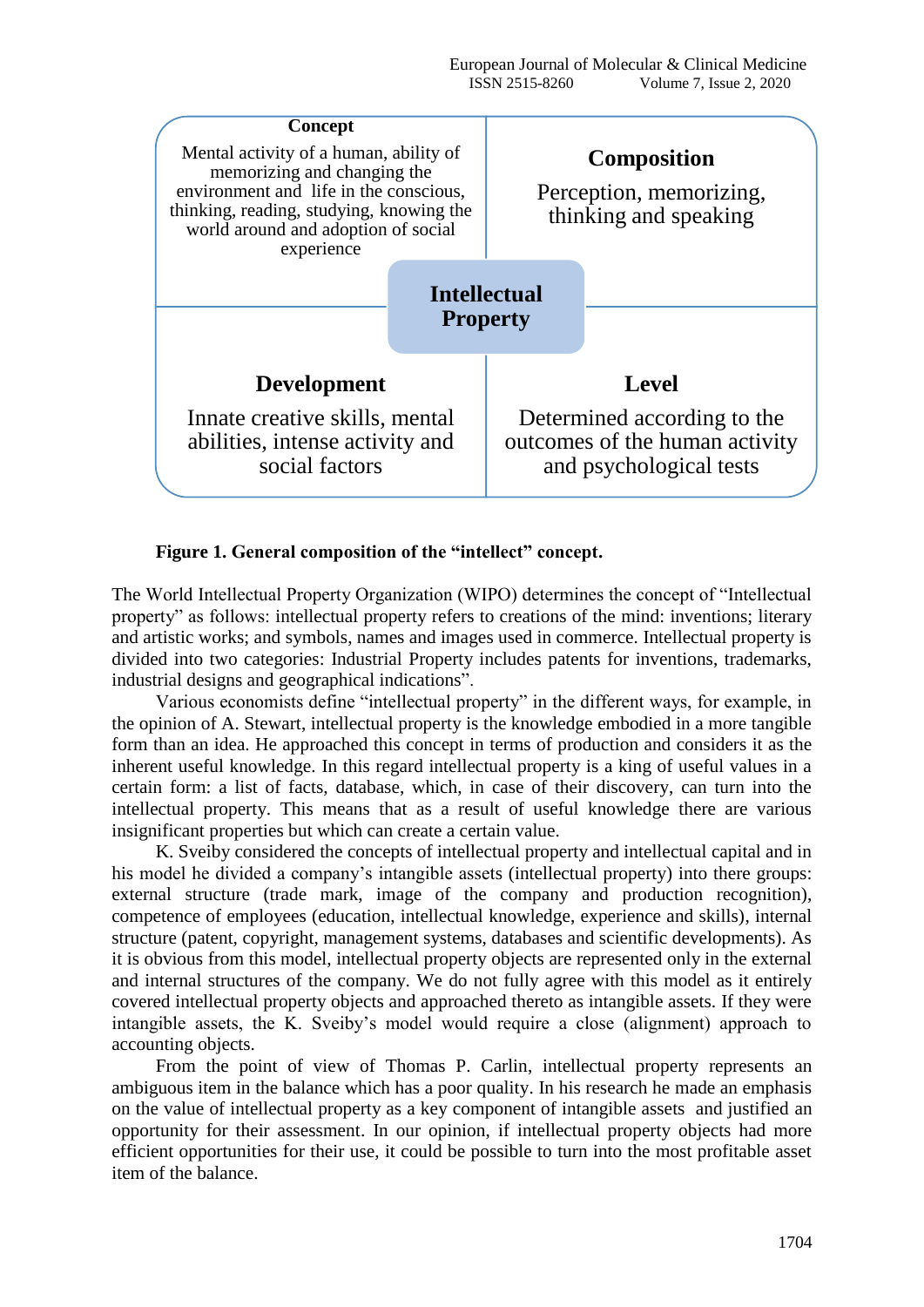| Concept | Composition |
|---|---|
| Mental activity of a human, ability of memorizing and changing the environment and life in the conscious, thinking, reading, studying, knowing the world around and adoption of social experience | Perception, memorizing, thinking and speaking |
| **Development** | **Level** |
| Innate creative skills, mental abilities, intense activity and social factors | Determined according to the outcomes of the human activity and psychological tests |

**Intellectual Property**

**Figure 1. General composition of the "intellect" concept.**

The World Intellectual Property Organization (WIPO) determines the concept of "Intellectual property" as follows: intellectual property refers to creations of the mind: inventions; literary and artistic works; and symbols, names and images used in commerce. Intellectual property is divided into two categories: Industrial Property includes patents for inventions, trademarks, industrial designs and geographical indications".

Various economists define "intellectual property" in the different ways, for example, in the opinion of A. Stewart, intellectual property is the knowledge embodied in a more tangible form than an idea. He approached this concept in terms of production and considers it as the inherent useful knowledge. In this regard intellectual property is a king of useful values in a certain form: a list of facts, database, which, in case of their discovery, can turn into the intellectual property. This means that as a result of useful knowledge there are various insignificant properties but which can create a certain value.

K. Sveiby considered the concepts of intellectual property and intellectual capital and in his model he divided a company's intangible assets (intellectual property) into there groups: external structure (trade mark, image of the company and production recognition), competence of employees (education, intellectual knowledge, experience and skills), internal structure (patent, copyright, management systems, databases and scientific developments). As it is obvious from this model, intellectual property objects are represented only in the external and internal structures of the company. We do not fully agree with this model as it entirely covered intellectual property objects and approached thereto as intangible assets. If they were intangible assets, the K. Sveiby's model would require a close (alignment) approach to accounting objects.

From the point of view of Thomas P. Carlin, intellectual property represents an ambiguous item in the balance which has a poor quality. In his research he made an emphasis on the value of intellectual property as a key component of intangible assets and justified an opportunity for their assessment. In our opinion, if intellectual property objects had more efficient opportunities for their use, it could be possible to turn into the most profitable asset item of the balance.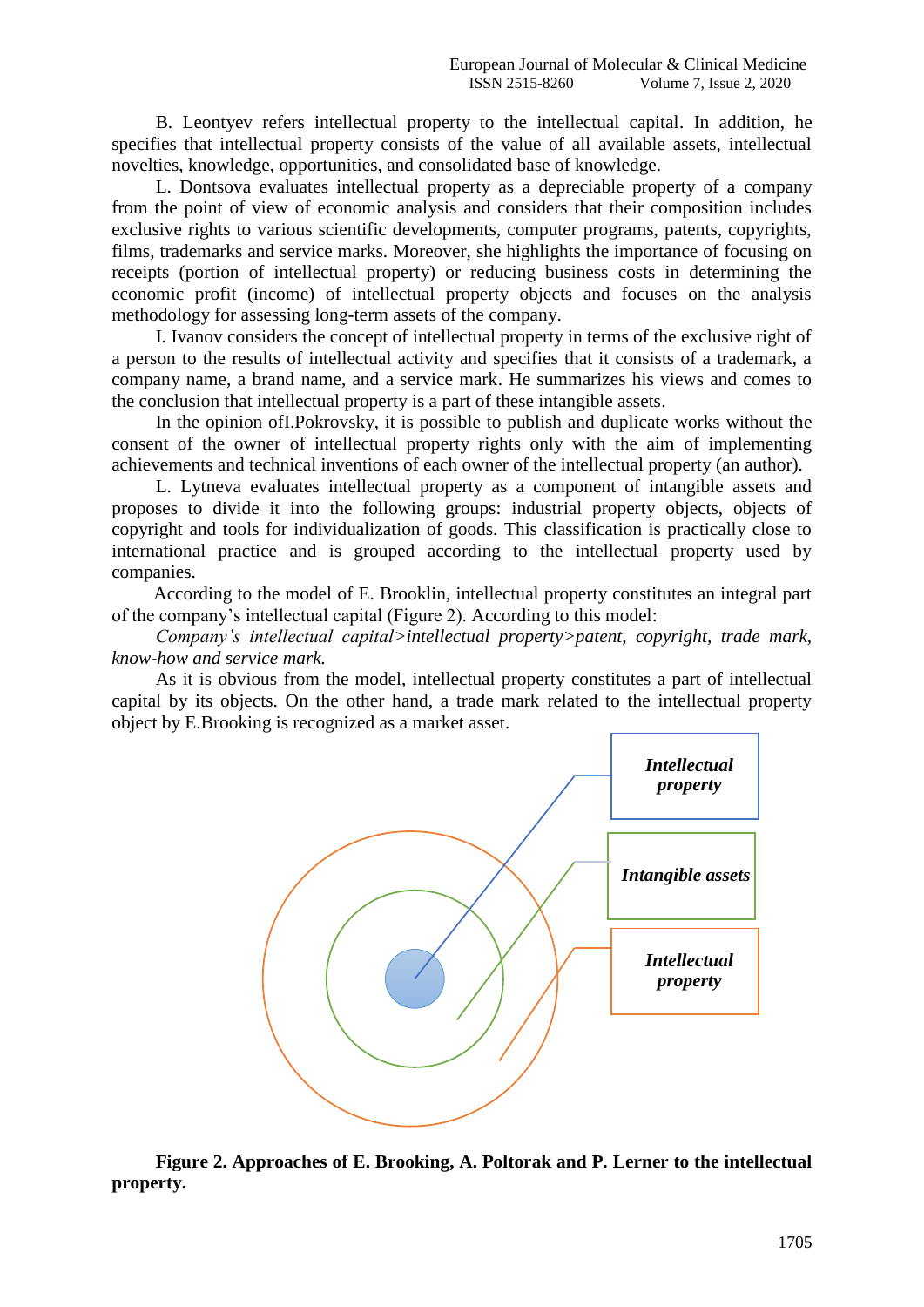B. Leontyev refers intellectual property to the intellectual capital. In addition, he specifies that intellectual property consists of the value of all available assets, intellectual novelties, knowledge, opportunities, and consolidated base of knowledge.

L. Dontsova evaluates intellectual property as a depreciable property of a company from the point of view of economic analysis and considers that their composition includes exclusive rights to various scientific developments, computer programs, patents, copyrights, films, trademarks and service marks. Moreover, she highlights the importance of focusing on receipts (portion of intellectual property) or reducing business costs in determining the economic profit (income) of intellectual property objects and focuses on the analysis methodology for assessing long-term assets of the company.

I. Ivanov considers the concept of intellectual property in terms of the exclusive right of a person to the results of intellectual activity and specifies that it consists of a trademark, a company name, a brand name, and a service mark. He summarizes his views and comes to the conclusion that intellectual property is a part of these intangible assets.

In the opinion ofI.Pokrovsky, it is possible to publish and duplicate works without the consent of the owner of intellectual property rights only with the aim of implementing achievements and technical inventions of each owner of the intellectual property (an author).

L. Lytneva evaluates intellectual property as a component of intangible assets and proposes to divide it into the following groups: industrial property objects, objects of copyright and tools for individualization of goods. This classification is practically close to international practice and is grouped according to the intellectual property used by companies.

According to the model of E. Brooklin, intellectual property constitutes an integral part of the company's intellectual capital (Figure 2). According to this model:

*Company's intellectual capital>intellectual property>patent, copyright, trade mark, know-how and service mark.*

As it is obvious from the model, intellectual property constitutes a part of intellectual capital by its objects. On the other hand, a trade mark related to the intellectual property object by E.Brooking is recognized as a market asset.

***Intellectual property***

***Intangible assets***

***Intellectual property***

**Figure 2. Approaches of E. Brooking, A. Poltorak and P. Lerner to the intellectual property.**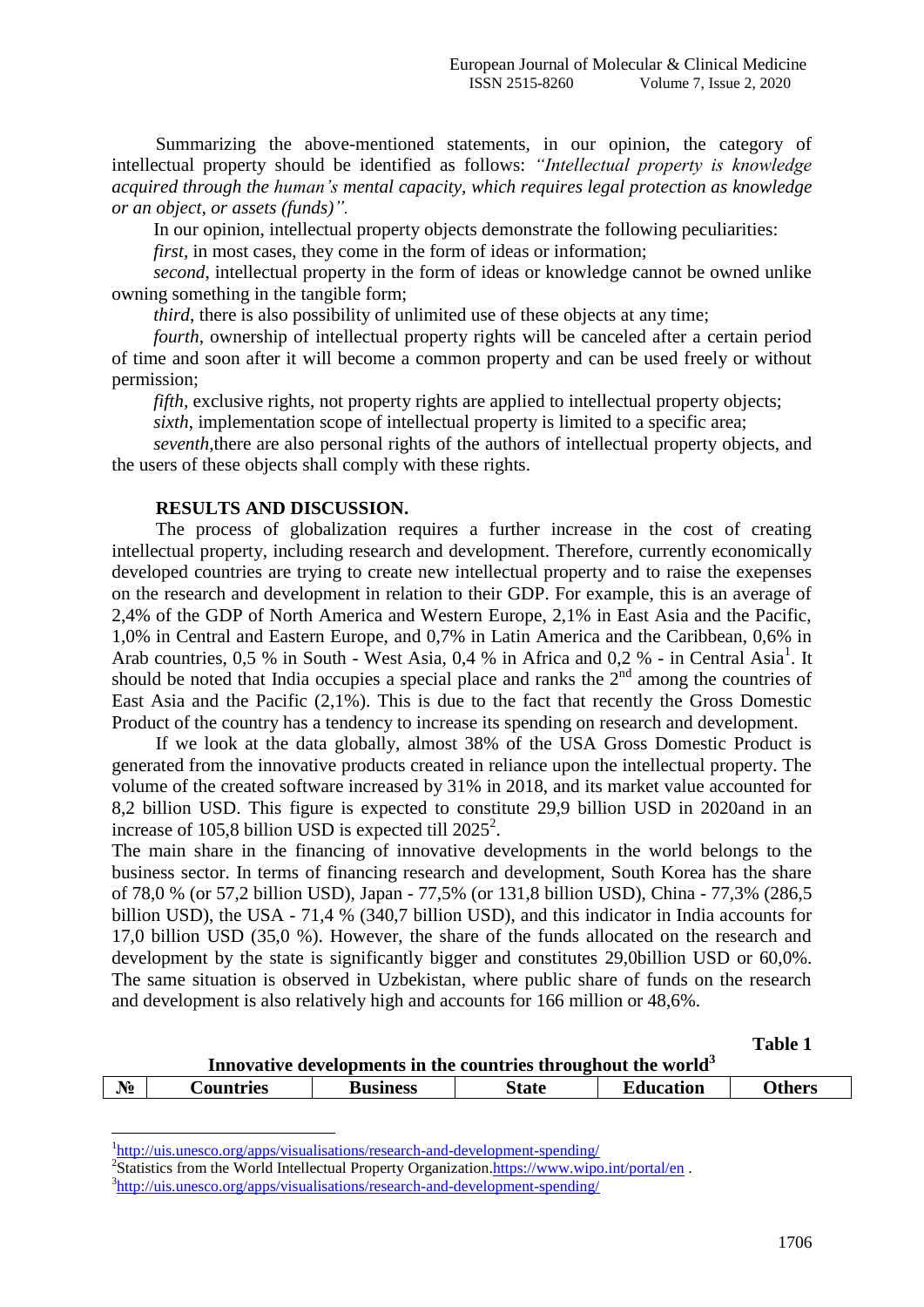Summarizing the above-mentioned statements, in our opinion, the category of intellectual property should be identified as follows: *"Intellectual property is knowledge acquired through the human's mental capacity, which requires legal protection as knowledge or an object, or assets (funds)".*

In our opinion, intellectual property objects demonstrate the following peculiarities:

*first*, in most cases, they come in the form of ideas or information;

*second*, intellectual property in the form of ideas or knowledge cannot be owned unlike owning something in the tangible form;

*third*, there is also possibility of unlimited use of these objects at any time;

*fourth*, ownership of intellectual property rights will be canceled after a certain period of time and soon after it will become a common property and can be used freely or without permission;

*fifth*, exclusive rights, not property rights are applied to intellectual property objects;

*sixth*, implementation scope of intellectual property is limited to a specific area;

*seventh*,there are also personal rights of the authors of intellectual property objects, and the users of these objects shall comply with these rights.

## RESULTS AND DISCUSSION.

The process of globalization requires a further increase in the cost of creating intellectual property, including research and development. Therefore, currently economically developed countries are trying to create new intellectual property and to raise the exepenses on the research and development in relation to their GDP. For example, this is an average of 2,4% of the GDP of North America and Western Europe, 2,1% in East Asia and the Pacific, 1,0% in Central and Eastern Europe, and 0,7% in Latin America and the Caribbean, 0,6% in Arab countries, 0,5 % in South - West Asia, 0,4 % in Africa and 0,2 % - in Central Asia[1]. It should be noted that India occupies a special place and ranks the 2nd among the countries of East Asia and the Pacific (2,1%). This is due to the fact that recently the Gross Domestic Product of the country has a tendency to increase its spending on research and development.

If we look at the data globally, almost 38% of the USA Gross Domestic Product is generated from the innovative products created in reliance upon the intellectual property. The volume of the created software increased by 31% in 2018, and its market value accounted for 8,2 billion USD. This figure is expected to constitute 29,9 billion USD in 2020and in an increase of 105,8 billion USD is expected till 2025[2].

The main share in the financing of innovative developments in the world belongs to the business sector. In terms of financing research and development, South Korea has the share of 78,0 % (or 57,2 billion USD), Japan - 77,5% (or 131,8 billion USD), China - 77,3% (286,5 billion USD), the USA - 71,4 % (340,7 billion USD), and this indicator in India accounts for 17,0 billion USD (35,0 %). However, the share of the funds allocated on the research and development by the state is significantly bigger and constitutes 29,0billion USD or 60,0%. The same situation is observed in Uzbekistan, where public share of funds on the research and development is also relatively high and accounts for 166 million or 48,6%.

**Table 1**

**Innovative developments in the countries throughout the world[3]**

| № | Countries | Business | State | Education | Others |
|---|---|---|---|---|---|

[1] http://uis.unesco.org/apps/visualisations/research-and-development-spending/

[2] Statistics from the World Intellectual Property Organization.https://www.wipo.int/portal/en .

[3] http://uis.unesco.org/apps/visualisations/research-and-development-spending/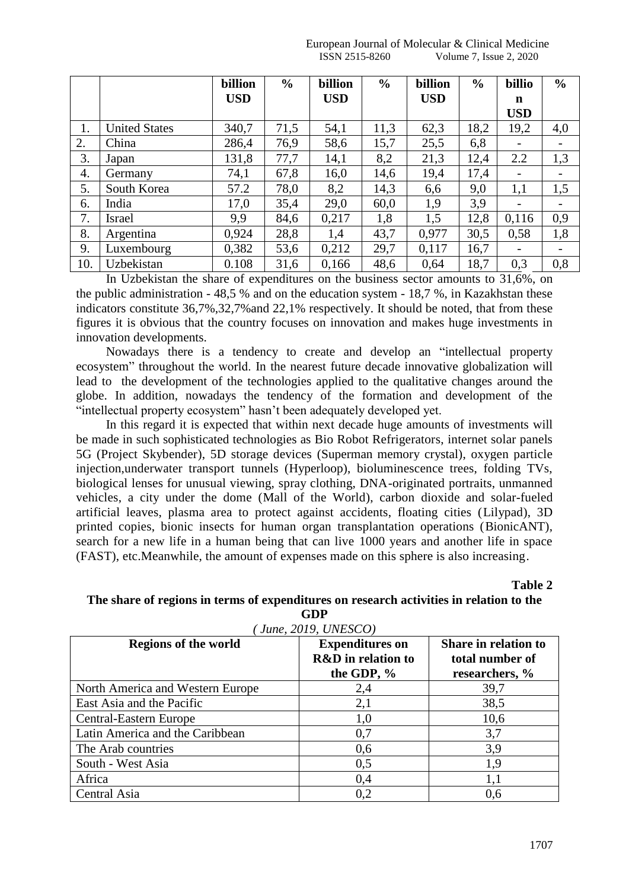| | | billion USD | % | billion USD | % | billion USD | % | billion USD | % |
|---|---|---|---|---|---|---|---|---|---|
| 1. | United States | 340,7 | 71,5 | 54,1 | 11,3 | 62,3 | 18,2 | 19,2 | 4,0 |
| 2. | China | 286,4 | 76,9 | 58,6 | 15,7 | 25,5 | 6,8 | - | - |
| 3. | Japan | 131,8 | 77,7 | 14,1 | 8,2 | 21,3 | 12,4 | 2.2 | 1,3 |
| 4. | Germany | 74,1 | 67,8 | 16,0 | 14,6 | 19,4 | 17,4 | - | - |
| 5. | South Korea | 57.2 | 78,0 | 8,2 | 14,3 | 6,6 | 9,0 | 1,1 | 1,5 |
| 6. | India | 17,0 | 35,4 | 29,0 | 60,0 | 1,9 | 3,9 | - | - |
| 7. | Israel | 9,9 | 84,6 | 0,217 | 1,8 | 1,5 | 12,8 | 0,116 | 0,9 |
| 8. | Argentina | 0,924 | 28,8 | 1,4 | 43,7 | 0,977 | 30,5 | 0,58 | 1,8 |
| 9. | Luxembourg | 0,382 | 53,6 | 0,212 | 29,7 | 0,117 | 16,7 | - | - |
| 10. | Uzbekistan | 0.108 | 31,6 | 0,166 | 48,6 | 0,64 | 18,7 | 0,3 | 0,8 |

In Uzbekistan the share of expenditures on the business sector amounts to 31,6%, on the public administration - 48,5 % and on the education system - 18,7 %, in Kazakhstan these indicators constitute 36,7%,32,7%and 22,1% respectively. It should be noted, that from these figures it is obvious that the country focuses on innovation and makes huge investments in innovation developments.

Nowadays there is a tendency to create and develop an "intellectual property ecosystem" throughout the world. In the nearest future decade innovative globalization will lead to the development of the technologies applied to the qualitative changes around the globe. In addition, nowadays the tendency of the formation and development of the "intellectual property ecosystem" hasn't been adequately developed yet.

In this regard it is expected that within next decade huge amounts of investments will be made in such sophisticated technologies as Bio Robot Refrigerators, internet solar panels 5G (Project Skybender), 5D storage devices (Superman memory crystal), oxygen particle injection,underwater transport tunnels (Hyperloop), bioluminescence trees, folding TVs, biological lenses for unusual viewing, spray clothing, DNA-originated portraits, unmanned vehicles, a city under the dome (Mall of the World), carbon dioxide and solar-fueled artificial leaves, plasma area to protect against accidents, floating cities (Lilypad), 3D printed copies, bionic insects for human organ transplantation operations (BionicANT), search for a new life in a human being that can live 1000 years and another life in space (FAST), etc.Meanwhile, the amount of expenses made on this sphere is also increasing.

**Table 2**

**The share of regions in terms of expenditures on research activities in relation to the GDP**

*( June, 2019, UNESCO)*

| Regions of the world | Expenditures on R&D in relation to the GDP, % | Share in relation to total number of researchers, % |
|---|---|---|
| North America and Western Europe | 2,4 | 39,7 |
| East Asia and the Pacific | 2,1 | 38,5 |
| Central-Eastern Europe | 1,0 | 10,6 |
| Latin America and the Caribbean | 0,7 | 3,7 |
| The Arab countries | 0,6 | 3,9 |
| South - West Asia | 0,5 | 1,9 |
| Africa | 0,4 | 1,1 |
| Central Asia | 0,2 | 0,6 |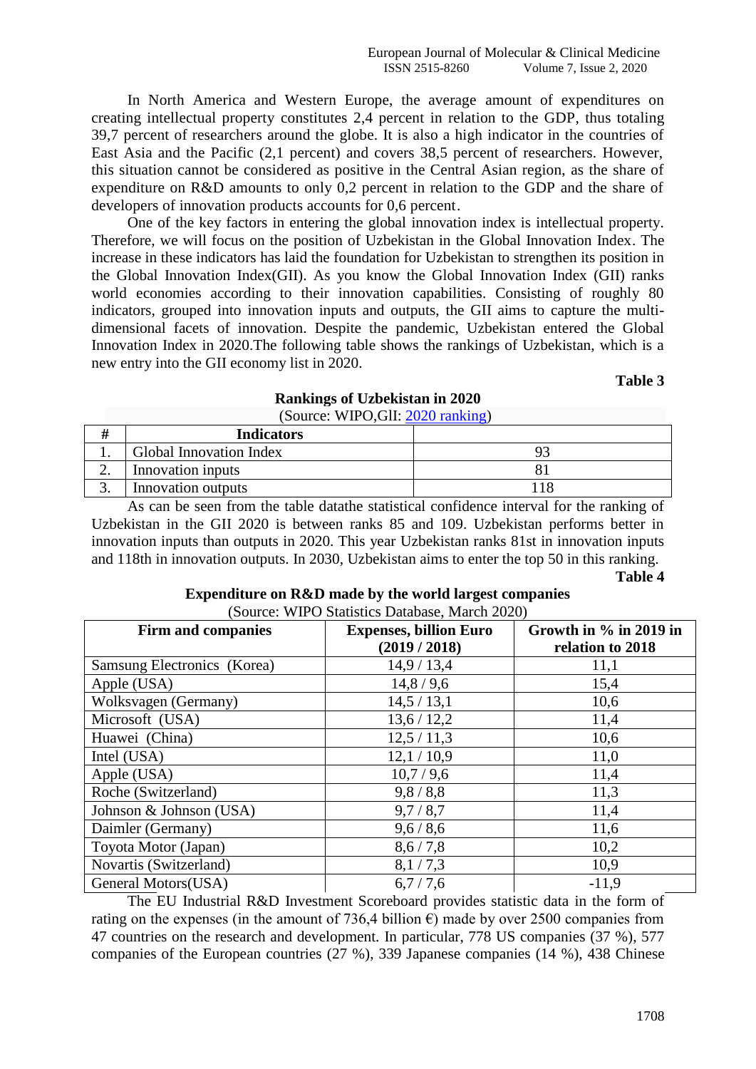In North America and Western Europe, the average amount of expenditures on creating intellectual property constitutes 2,4 percent in relation to the GDP, thus totaling 39,7 percent of researchers around the globe. It is also a high indicator in the countries of East Asia and the Pacific (2,1 percent) and covers 38,5 percent of researchers. However, this situation cannot be considered as positive in the Central Asian region, as the share of expenditure on R&D amounts to only 0,2 percent in relation to the GDP and the share of developers of innovation products accounts for 0,6 percent.

One of the key factors in entering the global innovation index is intellectual property. Therefore, we will focus on the position of Uzbekistan in the Global Innovation Index. The increase in these indicators has laid the foundation for Uzbekistan to strengthen its position in the Global Innovation Index(GII). As you know the Global Innovation Index (GII) ranks world economies according to their innovation capabilities. Consisting of roughly 80 indicators, grouped into innovation inputs and outputs, the GII aims to capture the multi-dimensional facets of innovation. Despite the pandemic, Uzbekistan entered the Global Innovation Index in 2020.The following table shows the rankings of Uzbekistan, which is a new entry into the GII economy list in 2020.

**Table 3**

**Rankings of Uzbekistan in 2020**

(Source: WIPO,GII: 2020 ranking)

| # | Indicators | |
|---|---|---|
| 1. | Global Innovation Index | 93 |
| 2. | Innovation inputs | 81 |
| 3. | Innovation outputs | 118 |

As can be seen from the table datathe statistical confidence interval for the ranking of Uzbekistan in the GII 2020 is between ranks 85 and 109. Uzbekistan performs better in innovation inputs than outputs in 2020. This year Uzbekistan ranks 81st in innovation inputs and 118th in innovation outputs. In 2030, Uzbekistan aims to enter the top 50 in this ranking.

**Table 4**

**Expenditure on R&D made by the world largest companies**

(Source: WIPO Statistics Database, March 2020)

| Firm and companies | Expenses, billion Euro (2019 / 2018) | Growth in % in 2019 in relation to 2018 |
|---|---|---|
| Samsung Electronics (Korea) | 14,9 / 13,4 | 11,1 |
| Apple (USA) | 14,8 / 9,6 | 15,4 |
| Wolksvagen (Germany) | 14,5 / 13,1 | 10,6 |
| Microsoft (USA) | 13,6 / 12,2 | 11,4 |
| Huawei (China) | 12,5 / 11,3 | 10,6 |
| Intel (USA) | 12,1 / 10,9 | 11,0 |
| Apple (USA) | 10,7 / 9,6 | 11,4 |
| Roche (Switzerland) | 9,8 / 8,8 | 11,3 |
| Johnson & Johnson (USA) | 9,7 / 8,7 | 11,4 |
| Daimler (Germany) | 9,6 / 8,6 | 11,6 |
| Toyota Motor (Japan) | 8,6 / 7,8 | 10,2 |
| Novartis (Switzerland) | 8,1 / 7,3 | 10,9 |
| General Motors(USA) | 6,7 / 7,6 | -11,9 |

The EU Industrial R&D Investment Scoreboard provides statistic data in the form of rating on the expenses (in the amount of 736,4 billion €) made by over 2500 companies from 47 countries on the research and development. In particular, 778 US companies (37 %), 577 companies of the European countries (27 %), 339 Japanese companies (14 %), 438 Chinese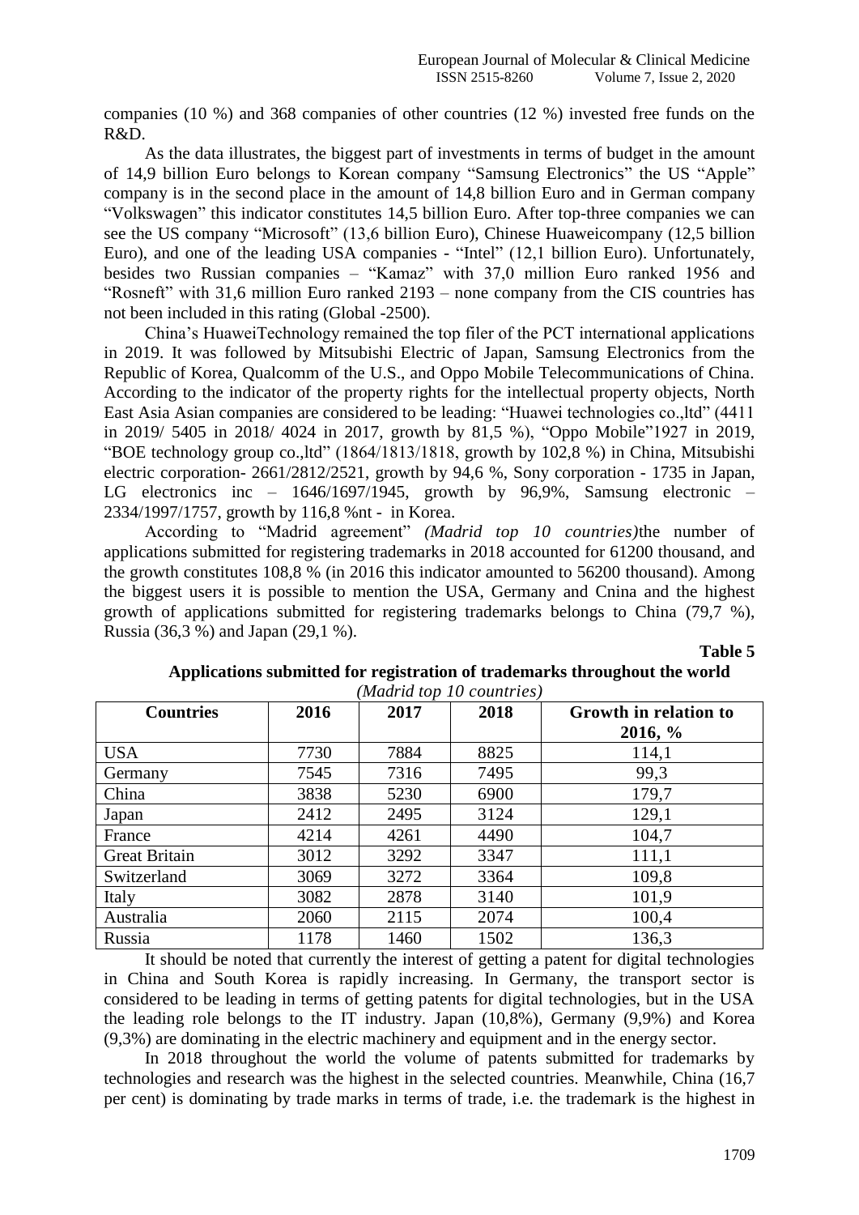companies (10 %) and 368 companies of other countries (12 %) invested free funds on the R&D.

As the data illustrates, the biggest part of investments in terms of budget in the amount of 14,9 billion Euro belongs to Korean company "Samsung Electronics" the US "Apple" company is in the second place in the amount of 14,8 billion Euro and in German company "Volkswagen" this indicator constitutes 14,5 billion Euro. After top-three companies we can see the US company "Microsoft" (13,6 billion Euro), Chinese Huaweicompany (12,5 billion Euro), and one of the leading USA companies - "Intel" (12,1 billion Euro). Unfortunately, besides two Russian companies – "Kamaz" with 37,0 million Euro ranked 1956 and "Rosneft" with 31,6 million Euro ranked 2193 – none company from the CIS countries has not been included in this rating (Global -2500).

China's HuaweiTechnology remained the top filer of the PCT international applications in 2019. It was followed by Mitsubishi Electric of Japan, Samsung Electronics from the Republic of Korea, Qualcomm of the U.S., and Oppo Mobile Telecommunications of China. According to the indicator of the property rights for the intellectual property objects, North East Asia Asian companies are considered to be leading: "Huawei technologies co.,ltd" (4411 in 2019/ 5405 in 2018/ 4024 in 2017, growth by 81,5 %), "Oppo Mobile"1927 in 2019, "BOE technology group co.,ltd" (1864/1813/1818, growth by 102,8 %) in China, Mitsubishi electric corporation- 2661/2812/2521, growth by 94,6 %, Sony corporation - 1735 in Japan, LG electronics inc – 1646/1697/1945, growth by 96,9%, Samsung electronic – 2334/1997/1757, growth by 116,8 %nt - in Korea.

According to "Madrid agreement" *(Madrid top 10 countries)*the number of applications submitted for registering trademarks in 2018 accounted for 61200 thousand, and the growth constitutes 108,8 % (in 2016 this indicator amounted to 56200 thousand). Among the biggest users it is possible to mention the USA, Germany and Cnina and the highest growth of applications submitted for registering trademarks belongs to China (79,7 %), Russia (36,3 %) and Japan (29,1 %).

**Table 5**

**Applications submitted for registration of trademarks throughout the world**
*(Madrid top 10 countries)*

| Countries | 2016 | 2017 | 2018 | Growth in relation to 2016, % |
|---|---|---|---|---|
| USA | 7730 | 7884 | 8825 | 114,1 |
| Germany | 7545 | 7316 | 7495 | 99,3 |
| China | 3838 | 5230 | 6900 | 179,7 |
| Japan | 2412 | 2495 | 3124 | 129,1 |
| France | 4214 | 4261 | 4490 | 104,7 |
| Great Britain | 3012 | 3292 | 3347 | 111,1 |
| Switzerland | 3069 | 3272 | 3364 | 109,8 |
| Italy | 3082 | 2878 | 3140 | 101,9 |
| Australia | 2060 | 2115 | 2074 | 100,4 |
| Russia | 1178 | 1460 | 1502 | 136,3 |

It should be noted that currently the interest of getting a patent for digital technologies in China and South Korea is rapidly increasing. In Germany, the transport sector is considered to be leading in terms of getting patents for digital technologies, but in the USA the leading role belongs to the IT industry. Japan (10,8%), Germany (9,9%) and Korea (9,3%) are dominating in the electric machinery and equipment and in the energy sector.

In 2018 throughout the world the volume of patents submitted for trademarks by technologies and research was the highest in the selected countries. Meanwhile, China (16,7 per cent) is dominating by trade marks in terms of trade, i.e. the trademark is the highest in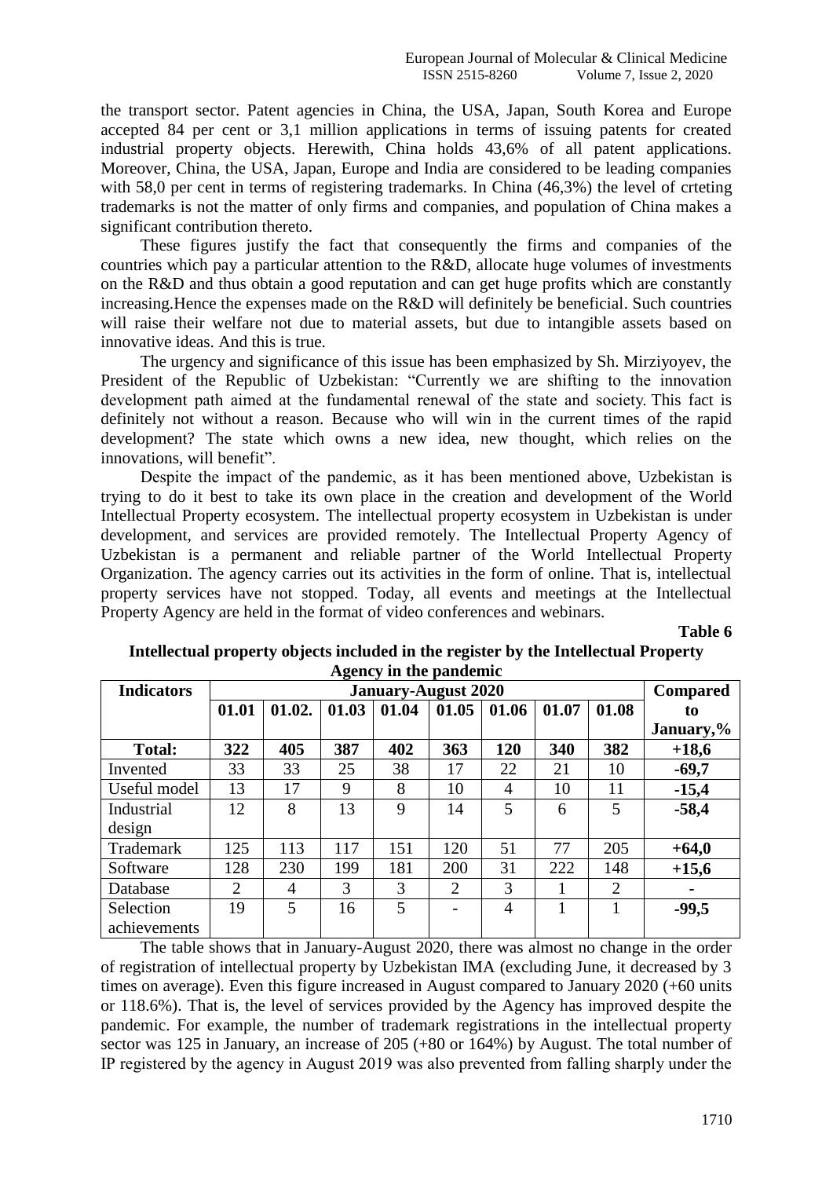the transport sector. Patent agencies in China, the USA, Japan, South Korea and Europe accepted 84 per cent or 3,1 million applications in terms of issuing patents for created industrial property objects. Herewith, China holds 43,6% of all patent applications. Moreover, China, the USA, Japan, Europe and India are considered to be leading companies with 58,0 per cent in terms of registering trademarks. In China (46,3%) the level of crteting trademarks is not the matter of only firms and companies, and population of China makes a significant contribution thereto.

These figures justify the fact that consequently the firms and companies of the countries which pay a particular attention to the R&D, allocate huge volumes of investments on the R&D and thus obtain a good reputation and can get huge profits which are constantly increasing.Hence the expenses made on the R&D will definitely be beneficial. Such countries will raise their welfare not due to material assets, but due to intangible assets based on innovative ideas. And this is true.

The urgency and significance of this issue has been emphasized by Sh. Mirziyoyev, the President of the Republic of Uzbekistan: "Currently we are shifting to the innovation development path aimed at the fundamental renewal of the state and society. This fact is definitely not without a reason. Because who will win in the current times of the rapid development? The state which owns a new idea, new thought, which relies on the innovations, will benefit".

Despite the impact of the pandemic, as it has been mentioned above, Uzbekistan is trying to do it best to take its own place in the creation and development of the World Intellectual Property ecosystem. The intellectual property ecosystem in Uzbekistan is under development, and services are provided remotely. The Intellectual Property Agency of Uzbekistan is a permanent and reliable partner of the World Intellectual Property Organization. The agency carries out its activities in the form of online. That is, intellectual property services have not stopped. Today, all events and meetings at the Intellectual Property Agency are held in the format of video conferences and webinars.

**Table 6**

**Intellectual property objects included in the register by the Intellectual Property Agency in the pandemic**

| Indicators | January-August 2020 | | | | | | | | Compared to January,% |
|---|---|---|---|---|---|---|---|---|---|
| | 01.01 | 01.02. | 01.03 | 01.04 | 01.05 | 01.06 | 01.07 | 01.08 | |
| **Total:** | **322** | **405** | **387** | **402** | **363** | **120** | **340** | **382** | **+18,6** |
| Invented | 33 | 33 | 25 | 38 | 17 | 22 | 21 | 10 | **-69,7** |
| Useful model | 13 | 17 | 9 | 8 | 10 | 4 | 10 | 11 | **-15,4** |
| Industrial design | 12 | 8 | 13 | 9 | 14 | 5 | 6 | 5 | **-58,4** |
| Trademark | 125 | 113 | 117 | 151 | 120 | 51 | 77 | 205 | **+64,0** |
| Software | 128 | 230 | 199 | 181 | 200 | 31 | 222 | 148 | **+15,6** |
| Database | 2 | 4 | 3 | 3 | 2 | 3 | 1 | 2 | **-** |
| Selection achievements | 19 | 5 | 16 | 5 | - | 4 | 1 | 1 | **-99,5** |

The table shows that in January-August 2020, there was almost no change in the order of registration of intellectual property by Uzbekistan IMA (excluding June, it decreased by 3 times on average). Even this figure increased in August compared to January 2020 (+60 units or 118.6%). That is, the level of services provided by the Agency has improved despite the pandemic. For example, the number of trademark registrations in the intellectual property sector was 125 in January, an increase of 205 (+80 or 164%) by August. The total number of IP registered by the agency in August 2019 was also prevented from falling sharply under the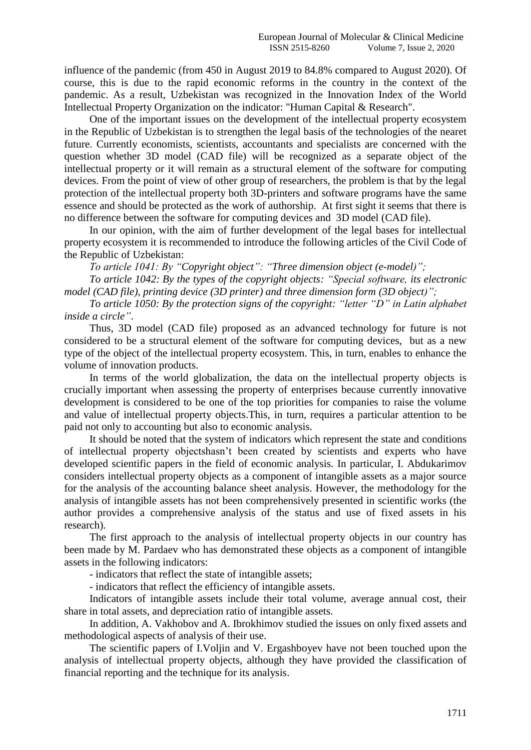influence of the pandemic (from 450 in August 2019 to 84.8% compared to August 2020). Of course, this is due to the rapid economic reforms in the country in the context of the pandemic. As a result, Uzbekistan was recognized in the Innovation Index of the World Intellectual Property Organization on the indicator: "Human Capital & Research".

One of the important issues on the development of the intellectual property ecosystem in the Republic of Uzbekistan is to strengthen the legal basis of the technologies of the nearet future. Currently economists, scientists, accountants and specialists are concerned with the question whether 3D model (CAD file) will be recognized as a separate object of the intellectual property or it will remain as a structural element of the software for computing devices. From the point of view of other group of researchers, the problem is that by the legal protection of the intellectual property both 3D-printers and software programs have the same essence and should be protected as the work of authorship. At first sight it seems that there is no difference between the software for computing devices and 3D model (CAD file).

In our opinion, with the aim of further development of the legal bases for intellectual property ecosystem it is recommended to introduce the following articles of the Civil Code of the Republic of Uzbekistan:

*To article 1041: By "Copyright object": "Three dimension object (e-model)";*

*To article 1042: By the types of the copyright objects: "Special software, its electronic model (CAD file), printing device (3D printer) and three dimension form (3D object)";*

*To article 1050: By the protection signs of the copyright: "letter "D" in Latin alphabet inside a circle".*

Thus, 3D model (CAD file) proposed as an advanced technology for future is not considered to be a structural element of the software for computing devices, but as a new type of the object of the intellectual property ecosystem. This, in turn, enables to enhance the volume of innovation products.

In terms of the world globalization, the data on the intellectual property objects is crucially important when assessing the property of enterprises because currently innovative development is considered to be one of the top priorities for companies to raise the volume and value of intellectual property objects.This, in turn, requires a particular attention to be paid not only to accounting but also to economic analysis.

It should be noted that the system of indicators which represent the state and conditions of intellectual property objectshasn't been created by scientists and experts who have developed scientific papers in the field of economic analysis. In particular, I. Abdukarimov considers intellectual property objects as a component of intangible assets as a major source for the analysis of the accounting balance sheet analysis. However, the methodology for the analysis of intangible assets has not been comprehensively presented in scientific works (the author provides a comprehensive analysis of the status and use of fixed assets in his research).

The first approach to the analysis of intellectual property objects in our country has been made by M. Pardaev who has demonstrated these objects as a component of intangible assets in the following indicators:

- indicators that reflect the state of intangible assets;
- indicators that reflect the efficiency of intangible assets.

Indicators of intangible assets include their total volume, average annual cost, their share in total assets, and depreciation ratio of intangible assets.

In addition, A. Vakhobov and A. Ibrokhimov studied the issues on only fixed assets and methodological aspects of analysis of their use.

The scientific papers of I.Voljin and V. Ergashboyev have not been touched upon the analysis of intellectual property objects, although they have provided the classification of financial reporting and the technique for its analysis.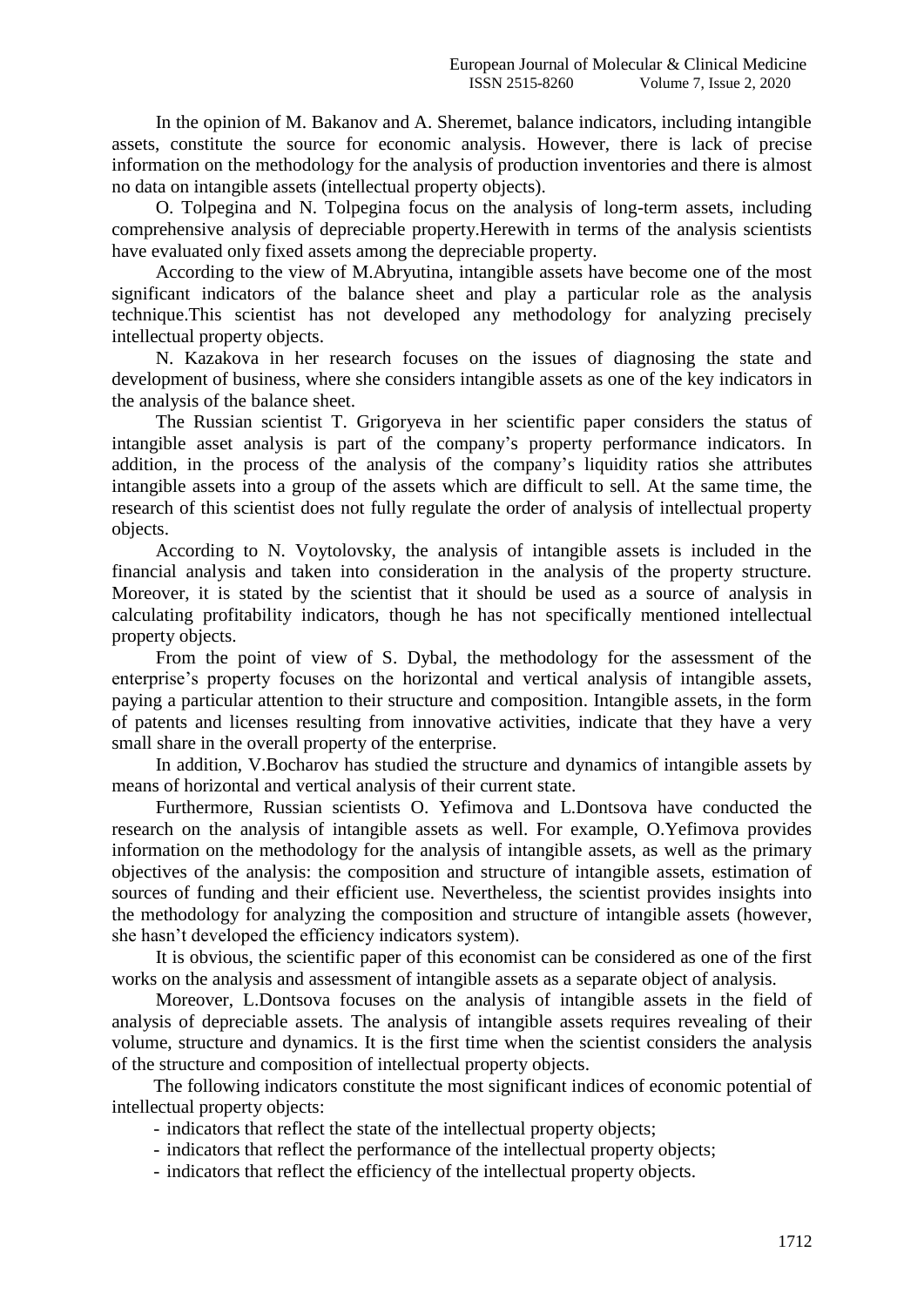In the opinion of M. Bakanov and A. Sheremet, balance indicators, including intangible assets, constitute the source for economic analysis. However, there is lack of precise information on the methodology for the analysis of production inventories and there is almost no data on intangible assets (intellectual property objects).

O. Tolpegina and N. Tolpegina focus on the analysis of long-term assets, including comprehensive analysis of depreciable property.Herewith in terms of the analysis scientists have evaluated only fixed assets among the depreciable property.

According to the view of M.Abryutina, intangible assets have become one of the most significant indicators of the balance sheet and play a particular role as the analysis technique.This scientist has not developed any methodology for analyzing precisely intellectual property objects.

N. Kazakova in her research focuses on the issues of diagnosing the state and development of business, where she considers intangible assets as one of the key indicators in the analysis of the balance sheet.

The Russian scientist T. Grigoryeva in her scientific paper considers the status of intangible asset analysis is part of the company's property performance indicators. In addition, in the process of the analysis of the company's liquidity ratios she attributes intangible assets into a group of the assets which are difficult to sell. At the same time, the research of this scientist does not fully regulate the order of analysis of intellectual property objects.

According to N. Voytolovsky, the analysis of intangible assets is included in the financial analysis and taken into consideration in the analysis of the property structure. Moreover, it is stated by the scientist that it should be used as a source of analysis in calculating profitability indicators, though he has not specifically mentioned intellectual property objects.

From the point of view of S. Dybal, the methodology for the assessment of the enterprise's property focuses on the horizontal and vertical analysis of intangible assets, paying a particular attention to their structure and composition. Intangible assets, in the form of patents and licenses resulting from innovative activities, indicate that they have a very small share in the overall property of the enterprise.

In addition, V.Bocharov has studied the structure and dynamics of intangible assets by means of horizontal and vertical analysis of their current state.

Furthermore, Russian scientists O. Yefimova and L.Dontsova have conducted the research on the analysis of intangible assets as well. For example, O.Yefimova provides information on the methodology for the analysis of intangible assets, as well as the primary objectives of the analysis: the composition and structure of intangible assets, estimation of sources of funding and their efficient use. Nevertheless, the scientist provides insights into the methodology for analyzing the composition and structure of intangible assets (however, she hasn't developed the efficiency indicators system).

It is obvious, the scientific paper of this economist can be considered as one of the first works on the analysis and assessment of intangible assets as a separate object of analysis.

Moreover, L.Dontsova focuses on the analysis of intangible assets in the field of analysis of depreciable assets. The analysis of intangible assets requires revealing of their volume, structure and dynamics. It is the first time when the scientist considers the analysis of the structure and composition of intellectual property objects.

The following indicators constitute the most significant indices of economic potential of intellectual property objects:

- indicators that reflect the state of the intellectual property objects;
- indicators that reflect the performance of the intellectual property objects;
- indicators that reflect the efficiency of the intellectual property objects.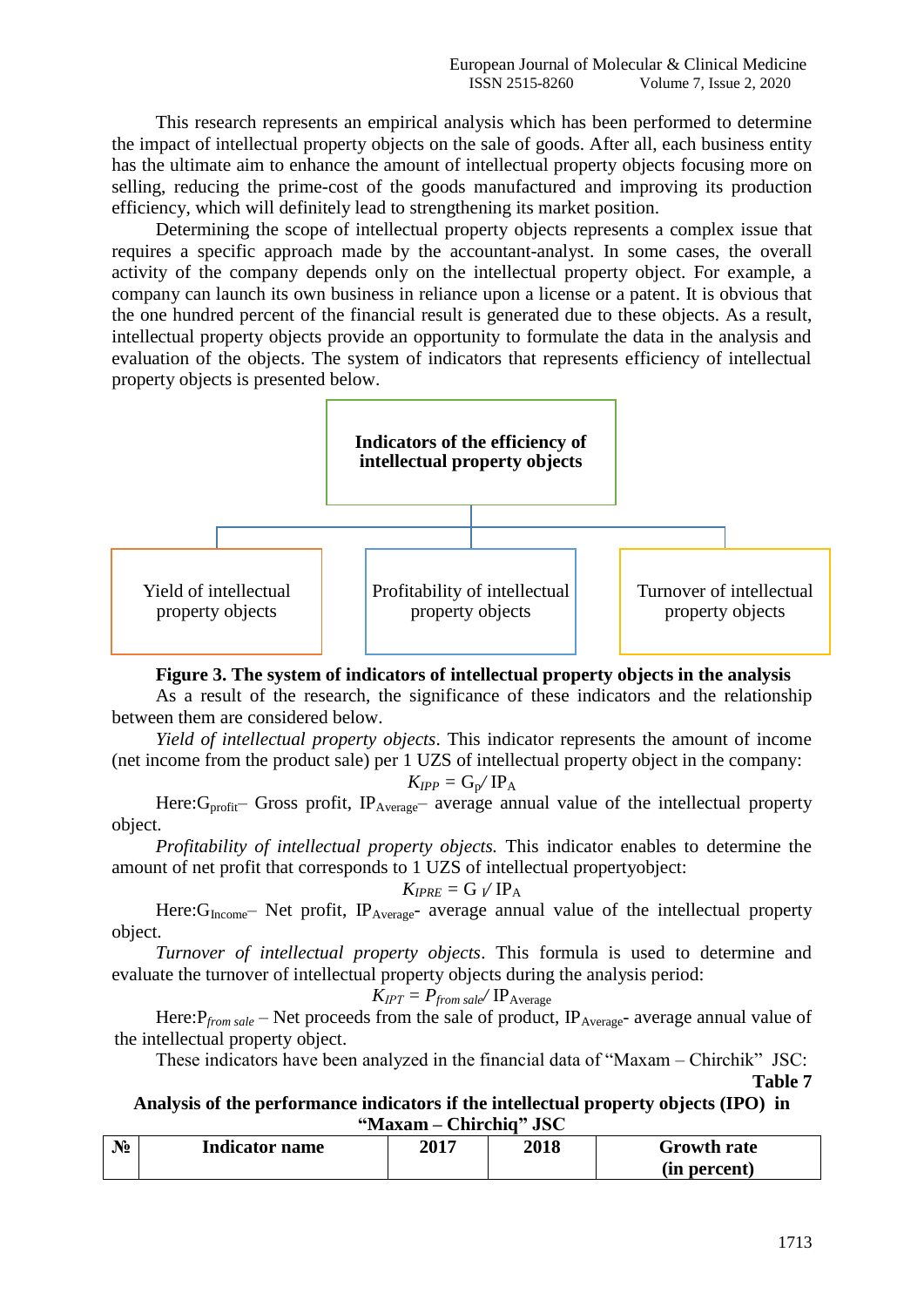This research represents an empirical analysis which has been performed to determine the impact of intellectual property objects on the sale of goods. After all, each business entity has the ultimate aim to enhance the amount of intellectual property objects focusing more on selling, reducing the prime-cost of the goods manufactured and improving its production efficiency, which will definitely lead to strengthening its market position.

Determining the scope of intellectual property objects represents a complex issue that requires a specific approach made by the accountant-analyst. In some cases, the overall activity of the company depends only on the intellectual property object. For example, a company can launch its own business in reliance upon a license or a patent. It is obvious that the one hundred percent of the financial result is generated due to these objects. As a result, intellectual property objects provide an opportunity to formulate the data in the analysis and evaluation of the objects. The system of indicators that represents efficiency of intellectual property objects is presented below.

**Indicators of the efficiency of intellectual property objects**

- Yield of intellectual property objects
- Profitability of intellectual property objects
- Turnover of intellectual property objects

**Figure 3. The system of indicators of intellectual property objects in the analysis**

As a result of the research, the significance of these indicators and the relationship between them are considered below.

*Yield of intellectual property objects*. This indicator represents the amount of income (net income from the product sale) per 1 UZS of intellectual property object in the company:

$$K_{IPP} = G_p / IP_A$$

Here:$G_{profit}$– Gross profit, $IP_{Average}$– average annual value of the intellectual property object.

*Profitability of intellectual property objects.* This indicator enables to determine the amount of net profit that corresponds to 1 UZS of intellectual propertyobject:

$$K_{IPRE} = G_I / IP_A$$

Here:$G_{Income}$– Net profit, $IP_{Average}$- average annual value of the intellectual property object.

*Turnover of intellectual property objects*. This formula is used to determine and evaluate the turnover of intellectual property objects during the analysis period:

$$K_{IPT} = P_{from\ sale} / IP_{Average}$$

Here:$P_{from\ sale}$ – Net proceeds from the sale of product, $IP_{Average}$- average annual value of the intellectual property object.

These indicators have been analyzed in the financial data of "Maxam – Chirchik" JSC:

**Table 7**

**Analysis of the performance indicators if the intellectual property objects (IPO) in "Maxam – Chirchiq" JSC**

| № | Indicator name | 2017 | 2018 | Growth rate (in percent) |
|---|---|---|---|---|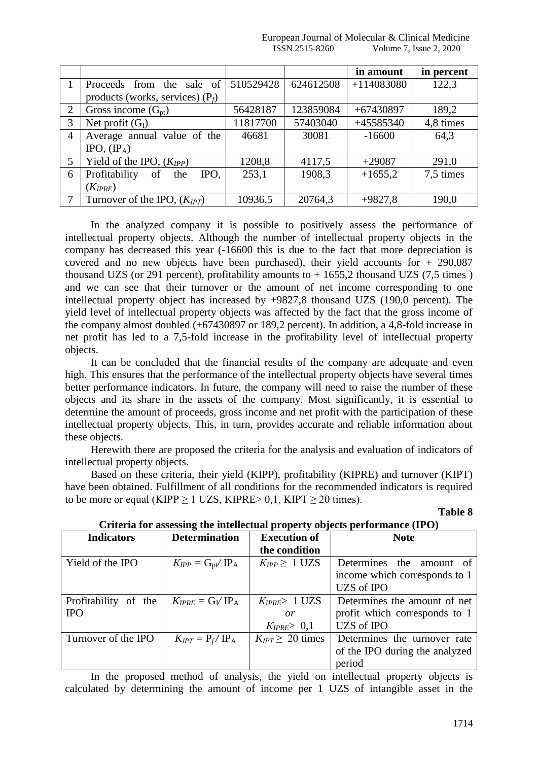| | | | | in amount | in percent |
|---|---|---|---|---|---|
| 1 | Proceeds from the sale of products (works, services) ($P_f$) | 510529428 | 624612508 | +114083080 | 122,3 |
| 2 | Gross income ($G_{pt}$) | 56428187 | 123859084 | +67430897 | 189,2 |
| 3 | Net profit ($G_I$) | 11817700 | 57403040 | +45585340 | 4,8 times |
| 4 | Average annual value of the IPO, ($IP_A$) | 46681 | 30081 | -16600 | 64,3 |
| 5 | Yield of the IPO, ($K_{IPP}$) | 1208,8 | 4117,5 | +29087 | 291,0 |
| 6 | Profitability of the IPO, ($K_{IPRE}$) | 253,1 | 1908,3 | +1655,2 | 7,5 times |
| 7 | Turnover of the IPO, ($K_{IPT}$) | 10936,5 | 20764,3 | +9827,8 | 190,0 |

In the analyzed company it is possible to positively assess the performance of intellectual property objects. Although the number of intellectual property objects in the company has decreased this year (-16600 this is due to the fact that more depreciation is covered and no new objects have been purchased), their yield accounts for + 290,087 thousand UZS (or 291 percent), profitability amounts to + 1655,2 thousand UZS (7,5 times ) and we can see that their turnover or the amount of net income corresponding to one intellectual property object has increased by +9827,8 thousand UZS (190,0 percent). The yield level of intellectual property objects was affected by the fact that the gross income of the company almost doubled (+67430897 or 189,2 percent). In addition, a 4,8-fold increase in net profit has led to a 7,5-fold increase in the profitability level of intellectual property objects.

It can be concluded that the financial results of the company are adequate and even high. This ensures that the performance of the intellectual property objects have several times better performance indicators. In future, the company will need to raise the number of these objects and its share in the assets of the company. Most significantly, it is essential to determine the amount of proceeds, gross income and net profit with the participation of these intellectual property objects. This, in turn, provides accurate and reliable information about these objects.

Herewith there are proposed the criteria for the analysis and evaluation of indicators of intellectual property objects.

Based on these criteria, their yield (KIPP), profitability (KIPRE) and turnover (KIPT) have been obtained. Fulfillment of all conditions for the recommended indicators is required to be more or equal (KIPP ≥ 1 UZS, KIPRE> 0,1, KIPT ≥ 20 times).

**Table 8**

**Criteria for assessing the intellectual property objects performance (IPO)**

| Indicators | Determination | Execution of the condition | Note |
|---|---|---|---|
| Yield of the IPO | $K_{IPP} = G_{pt}/ IP_A$ | $K_{IPP} \geq$ 1 UZS | Determines the amount of income which corresponds to 1 UZS of IPO |
| Profitability of the IPO | $K_{IPRE} = G_I/ IP_A$ | $K_{IPRE} >$ 1 UZS *or* $K_{IPRE} > 0,1$ | Determines the amount of net profit which corresponds to 1 UZS of IPO |
| Turnover of the IPO | $K_{IPT} = P_f/ IP_A$ | $K_{IPT} \geq$ 20 times | Determines the turnover rate of the IPO during the analyzed period |

In the proposed method of analysis, the yield on intellectual property objects is calculated by determining the amount of income per 1 UZS of intangible asset in the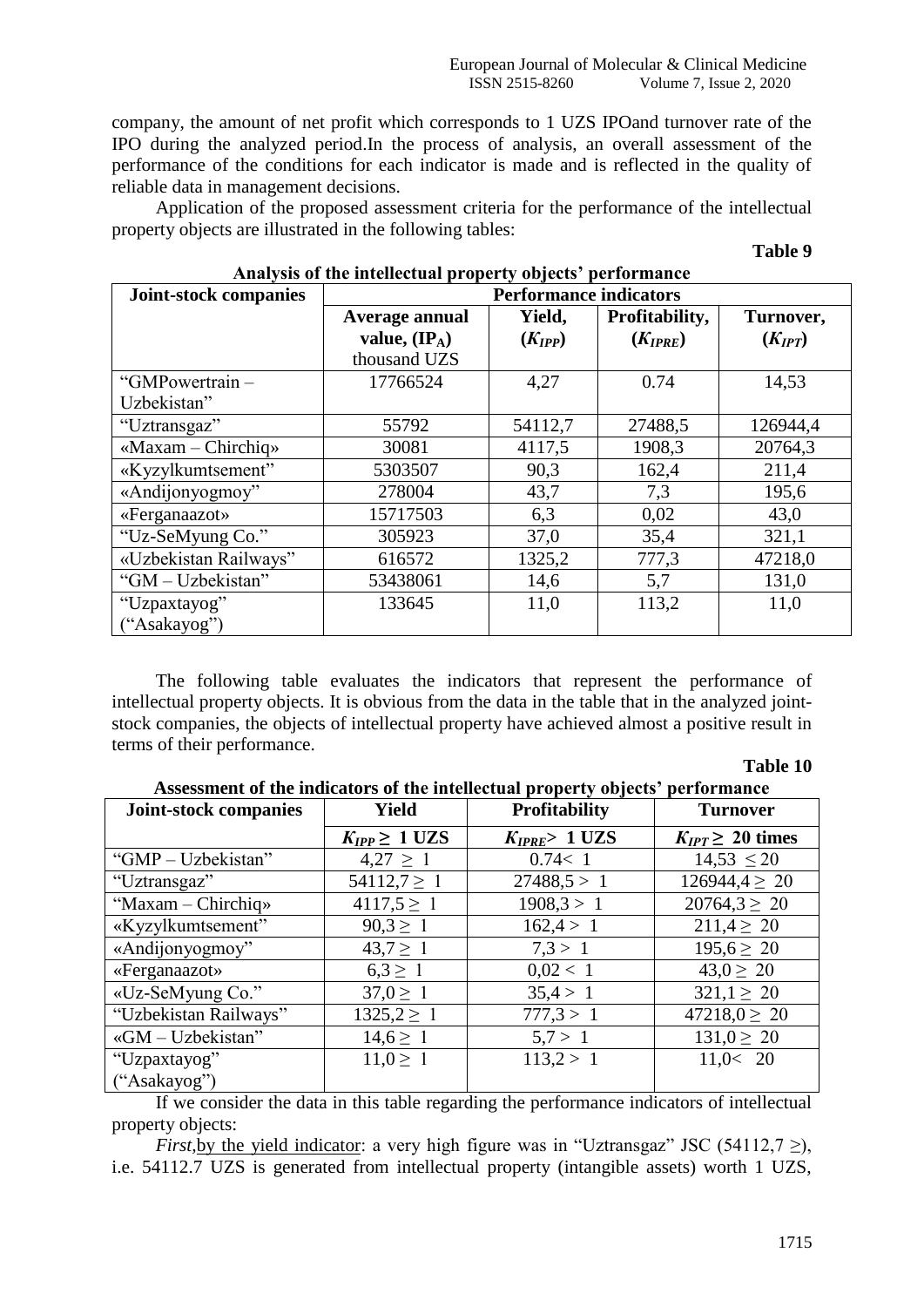company, the amount of net profit which corresponds to 1 UZS IPOand turnover rate of the IPO during the analyzed period.In the process of analysis, an overall assessment of the performance of the conditions for each indicator is made and is reflected in the quality of reliable data in management decisions.

Application of the proposed assessment criteria for the performance of the intellectual property objects are illustrated in the following tables:

**Table 9**

**Analysis of the intellectual property objects' performance**

| Joint-stock companies | Performance indicators | | | |
|---|---|---|---|---|
| | **Average annual value, ($IP_A$)** thousand UZS | **Yield, ($K_{IPP}$)** | **Profitability, ($K_{IPRE}$)** | **Turnover, ($K_{IPT}$)** |
| "GMPowertrain – Uzbekistan" | 17766524 | 4,27 | 0.74 | 14,53 |
| "Uztransgaz" | 55792 | 54112,7 | 27488,5 | 126944,4 |
| «Maxam – Chirchiq» | 30081 | 4117,5 | 1908,3 | 20764,3 |
| «Kyzylkumtsement" | 5303507 | 90,3 | 162,4 | 211,4 |
| «Andijonyogmoy" | 278004 | 43,7 | 7,3 | 195,6 |
| «Ferganaazot» | 15717503 | 6,3 | 0,02 | 43,0 |
| "Uz-SeMyung Co." | 305923 | 37,0 | 35,4 | 321,1 |
| «Uzbekistan Railways" | 616572 | 1325,2 | 777,3 | 47218,0 |
| "GM – Uzbekistan" | 53438061 | 14,6 | 5,7 | 131,0 |
| "Uzpaxtayog" ("Asakayog") | 133645 | 11,0 | 113,2 | 11,0 |

The following table evaluates the indicators that represent the performance of intellectual property objects. It is obvious from the data in the table that in the analyzed joint-stock companies, the objects of intellectual property have achieved almost a positive result in terms of their performance.

**Table 10**

**Assessment of the indicators of the intellectual property objects' performance**

| Joint-stock companies | Yield | Profitability | Turnover |
|---|---|---|---|
| | $K_{IPP} \geq$ **1 UZS** | $K_{IPRE} >$ **1 UZS** | $K_{IPT} \geq$ **20 times** |
| "GMP – Uzbekistan" | $4,27 \geq 1$ | $0.74 < 1$ | $14,53 \leq 20$ |
| "Uztransgaz" | $54112,7 \geq 1$ | $27488,5 > 1$ | $126944,4 \geq 20$ |
| "Maxam – Chirchiq» | $4117,5 \geq 1$ | $1908,3 > 1$ | $20764,3 \geq 20$ |
| «Kyzylkumtsement" | $90,3 \geq 1$ | $162,4 > 1$ | $211,4 \geq 20$ |
| «Andijonyogmoy" | $43,7 \geq 1$ | $7,3 > 1$ | $195,6 \geq 20$ |
| «Ferganaazot» | $6,3 \geq 1$ | $0,02 < 1$ | $43,0 \geq 20$ |
| «Uz-SeMyung Co." | $37,0 \geq 1$ | $35,4 > 1$ | $321,1 \geq 20$ |
| "Uzbekistan Railways" | $1325,2 \geq 1$ | $777,3 > 1$ | $47218,0 \geq 20$ |
| «GM – Uzbekistan" | $14,6 \geq 1$ | $5,7 > 1$ | $131,0 \geq 20$ |
| "Uzpaxtayog" ("Asakayog") | $11,0 \geq 1$ | $113,2 > 1$ | $11,0 < 20$ |

If we consider the data in this table regarding the performance indicators of intellectual property objects:

*First*,by the yield indicator: a very high figure was in "Uztransgaz" JSC (54112,7 ≥), i.e. 54112.7 UZS is generated from intellectual property (intangible assets) worth 1 UZS,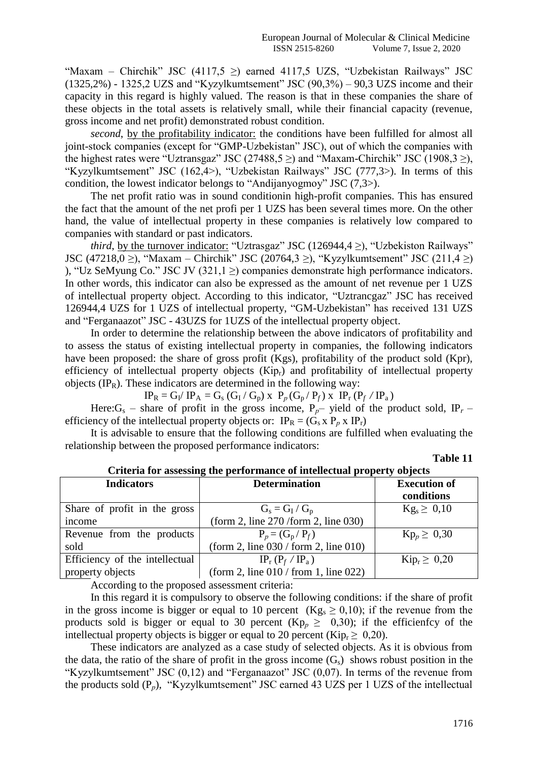"Maxam – Chirchik" JSC (4117,5 ≥) earned 4117,5 UZS, "Uzbekistan Railways" JSC (1325,2%) - 1325,2 UZS and "Kyzylkumtsement" JSC (90,3%) – 90,3 UZS income and their capacity in this regard is highly valued. The reason is that in these companies the share of these objects in the total assets is relatively small, while their financial capacity (revenue, gross income and net profit) demonstrated robust condition.

*second*, by the profitability indicator: the conditions have been fulfilled for almost all joint-stock companies (except for "GMP-Uzbekistan" JSC), out of which the companies with the highest rates were "Uztransgaz" JSC (27488,5 ≥) and "Maxam-Chirchik" JSC (1908,3 ≥), "Kyzylkumtsement" JSC (162,4>), "Uzbekistan Railways" JSC (777,3>). In terms of this condition, the lowest indicator belongs to "Andijanyogmoy" JSC (7,3>).

The net profit ratio was in sound conditionin high-profit companies. This has ensured the fact that the amount of the net profi per 1 UZS has been several times more. On the other hand, the value of intellectual property in these companies is relatively low compared to companies with standard or past indicators.

*third*, by the turnover indicator: "Uztrasgaz" JSC (126944,4 ≥), "Uzbekiston Railways" JSC (47218,0 ≥), "Maxam – Chirchik" JSC (20764,3 ≥), "Kyzylkumtsement" JSC (211,4 ≥) ), "Uz SeMyung Co." JSC JV (321,1 ≥) companies demonstrate high performance indicators. In other words, this indicator can also be expressed as the amount of net revenue per 1 UZS of intellectual property object. According to this indicator, "Uztrancgaz" JSC has received 126944,4 UZS for 1 UZS of intellectual property, "GM-Uzbekistan" has received 131 UZS and "Ferganaazot" JSC - 43UZS for 1UZS of the intellectual property object.

In order to determine the relationship between the above indicators of profitability and to assess the status of existing intellectual property in companies, the following indicators have been proposed: the share of gross profit (Kgs), profitability of the product sold (Kpr), efficiency of intellectual property objects ($Kip_r$) and profitability of intellectual property objects ($IP_R$). These indicators are determined in the following way:

$$IP_R = G_I / IP_A = G_s\,(G_I / G_p) \times P_p\,(G_p / P_f) \times IP_r\,(P_f / IP_a)$$

Here: $G_s$ – share of profit in the gross income, $P_p$ – yield of the product sold, $IP_r$ – efficiency of the intellectual property objects or: $IP_R = (G_s \times P_p \times IP_r)$

It is advisable to ensure that the following conditions are fulfilled when evaluating the relationship between the proposed performance indicators:

**Table 11**

**Criteria for assessing the performance of intellectual property objects**

| Indicators | Determination | Execution of conditions |
|---|---|---|
| Share of profit in the gross income | $G_s = G_I / G_p$ (form 2, line 270 /form 2, line 030) | $Kg_s \geq 0{,}10$ |
| Revenue from the products sold | $P_p = (G_p / P_f)$ (form 2, line 030 / form 2, line 010) | $Kp_p \geq 0{,}30$ |
| Efficiency of the intellectual property objects | $IP_r\,(P_f / IP_a)$ (form 2, line 010 / from 1, line 022) | $Kip_r \geq 0{,}20$ |

According to the proposed assessment criteria:

In this regard it is compulsory to observe the following conditions: if the share of profit in the gross income is bigger or equal to 10 percent ($Kg_s \geq 0{,}10$); if the revenue from the products sold is bigger or equal to 30 percent ($Kp_p \geq 0{,}30$); if the efficienfcy of the intellectual property objects is bigger or equal to 20 percent ($Kip_r \geq 0{,}20$).

These indicators are analyzed as a case study of selected objects. As it is obvious from the data, the ratio of the share of profit in the gross income ($G_s$) shows robust position in the "Kyzylkumtsement" JSC (0,12) and "Ferganaazot" JSC (0,07). In terms of the revenue from the products sold ($P_p$), "Kyzylkumtsement" JSC earned 43 UZS per 1 UZS of the intellectual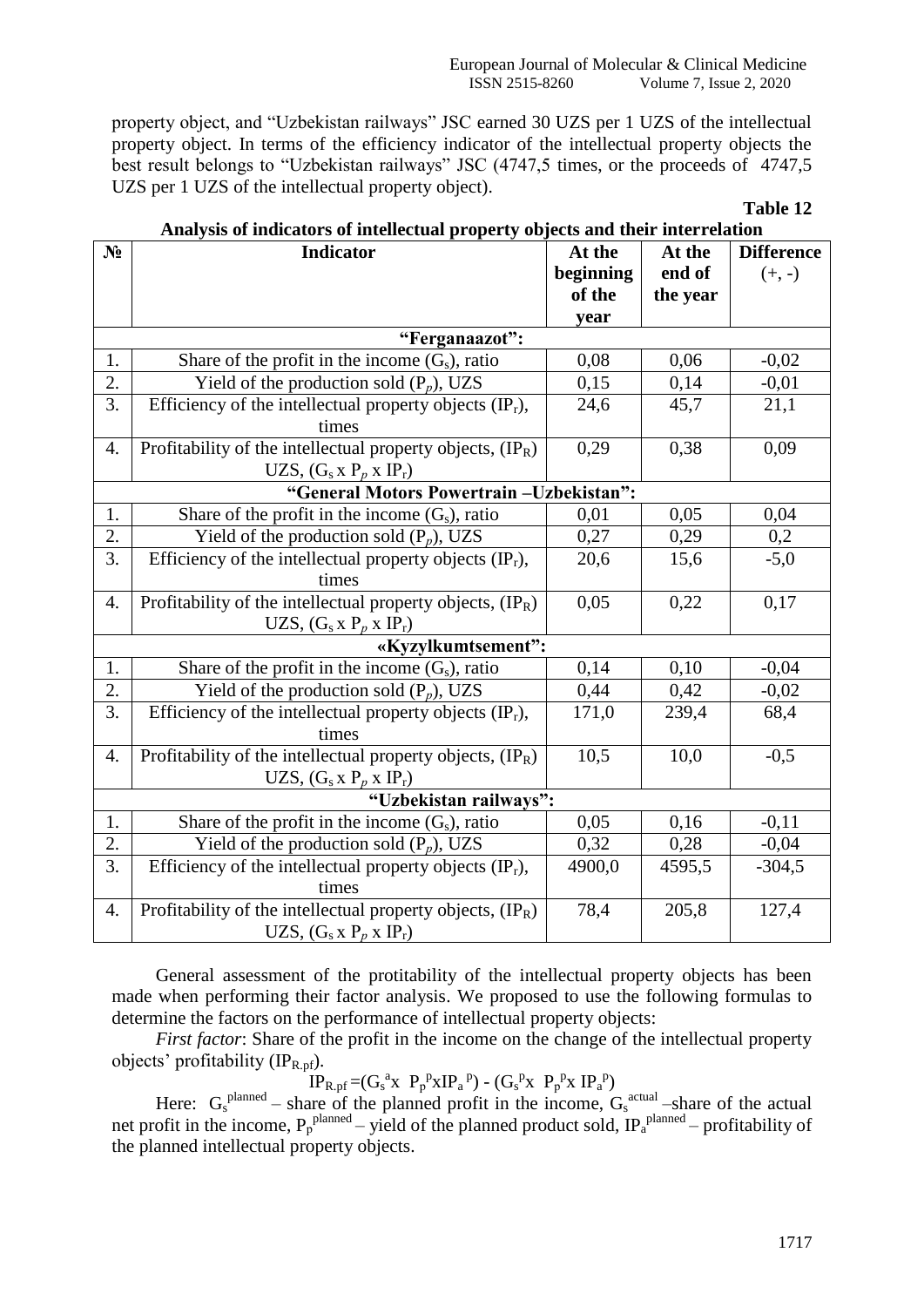property object, and "Uzbekistan railways" JSC earned 30 UZS per 1 UZS of the intellectual property object. In terms of the efficiency indicator of the intellectual property objects the best result belongs to "Uzbekistan railways" JSC (4747,5 times, or the proceeds of 4747,5 UZS per 1 UZS of the intellectual property object).

**Table 12**

**Analysis of indicators of intellectual property objects and their interrelation**

| № | Indicator | At the beginning of the year | At the end of the year | Difference (+, -) |
|---|---|---|---|---|
| | **"Ferganaazot":** | | | |
| 1. | Share of the profit in the income ($G_s$), ratio | 0,08 | 0,06 | -0,02 |
| 2. | Yield of the production sold ($P_p$), UZS | 0,15 | 0,14 | -0,01 |
| 3. | Efficiency of the intellectual property objects ($IP_r$), times | 24,6 | 45,7 | 21,1 |
| 4. | Profitability of the intellectual property objects, ($IP_R$) UZS, ($G_s$ x $P_p$ x $IP_r$) | 0,29 | 0,38 | 0,09 |
| | **"General Motors Powertrain –Uzbekistan":** | | | |
| 1. | Share of the profit in the income ($G_s$), ratio | 0,01 | 0,05 | 0,04 |
| 2. | Yield of the production sold ($P_p$), UZS | 0,27 | 0,29 | 0,2 |
| 3. | Efficiency of the intellectual property objects ($IP_r$), times | 20,6 | 15,6 | -5,0 |
| 4. | Profitability of the intellectual property objects, ($IP_R$) UZS, ($G_s$ x $P_p$ x $IP_r$) | 0,05 | 0,22 | 0,17 |
| | **«Kyzylkumtsement":** | | | |
| 1. | Share of the profit in the income ($G_s$), ratio | 0,14 | 0,10 | -0,04 |
| 2. | Yield of the production sold ($P_p$), UZS | 0,44 | 0,42 | -0,02 |
| 3. | Efficiency of the intellectual property objects ($IP_r$), times | 171,0 | 239,4 | 68,4 |
| 4. | Profitability of the intellectual property objects, ($IP_R$) UZS, ($G_s$ x $P_p$ x $IP_r$) | 10,5 | 10,0 | -0,5 |
| | **"Uzbekistan railways":** | | | |
| 1. | Share of the profit in the income ($G_s$), ratio | 0,05 | 0,16 | -0,11 |
| 2. | Yield of the production sold ($P_p$), UZS | 0,32 | 0,28 | -0,04 |
| 3. | Efficiency of the intellectual property objects ($IP_r$), times | 4900,0 | 4595,5 | -304,5 |
| 4. | Profitability of the intellectual property objects, ($IP_R$) UZS, ($G_s$ x $P_p$ x $IP_r$) | 78,4 | 205,8 | 127,4 |

General assessment of the protitability of the intellectual property objects has been made when performing their factor analysis. We proposed to use the following formulas to determine the factors on the performance of intellectual property objects:

*First factor*: Share of the profit in the income on the change of the intellectual property objects' profitability ($IP_{R.pf}$).

$$IP_{R.pf} = (G_s^a x \ P_p^p x IP_a^p) - (G_s^p x \ P_p^p x \ IP_a^p)$$

Here: $G_s^{planned}$ – share of the planned profit in the income, $G_s^{actual}$ –share of the actual net profit in the income, $P_p^{planned}$ – yield of the planned product sold, $IP_a^{planned}$ – profitability of the planned intellectual property objects.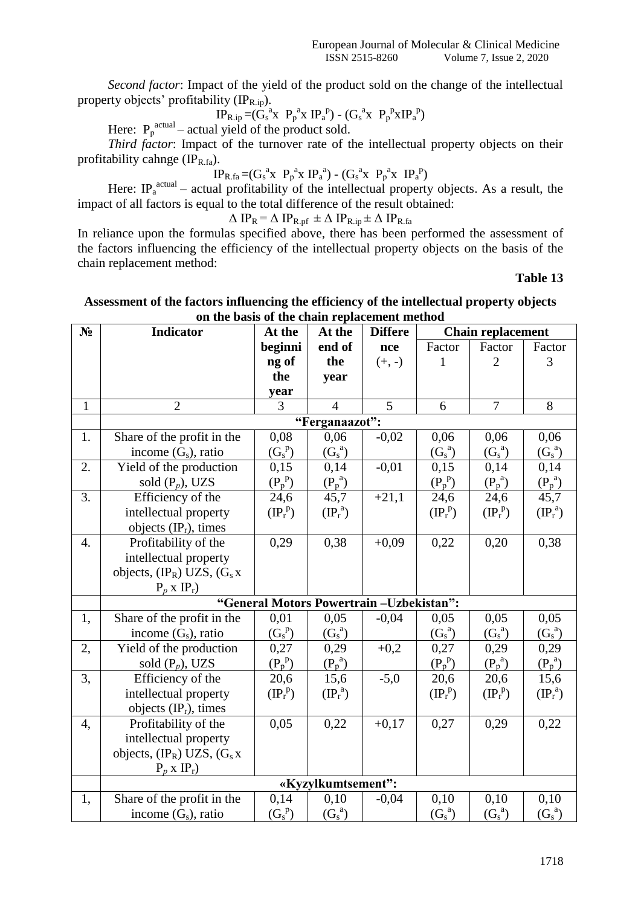*Second factor*: Impact of the yield of the product sold on the change of the intellectual property objects' profitability ($IP_{R.ip}$).

$$IP_{R.ip} = (G_s^a x\ P_p^a x\ IP_a^p) - (G_s^a x\ P_p^p x IP_a^p)$$

Here: $P_p^{actual}$ – actual yield of the product sold.

*Third factor*: Impact of the turnover rate of the intellectual property objects on their profitability cahnge ($IP_{R.fa}$).

$$IP_{R.fa} = (G_s^a x\ P_p^a x\ IP_a^a) - (G_s^a x\ P_p^a x\ IP_a^p)$$

Here: $IP_a^{actual}$ – actual profitability of the intellectual property objects. As a result, the impact of all factors is equal to the total difference of the result obtained:

$$\Delta\ IP_R = \Delta\ IP_{R.pf} \pm \Delta\ IP_{R.ip} \pm \Delta\ IP_{R.fa}$$

In reliance upon the formulas specified above, there has been performed the assessment of the factors influencing the efficiency of the intellectual property objects on the basis of the chain replacement method:

**Table 13**

**Assessment of the factors influencing the efficiency of the intellectual property objects on the basis of the chain replacement method**

| № | Indicator | At the beginning of the year | At the end of the year | Difference (+, -) | Chain replacement | | |
|---|---|---|---|---|---|---|---|
| | | | | | Factor 1 | Factor 2 | Factor 3 |
| 1 | 2 | 3 | 4 | 5 | 6 | 7 | 8 |
| | **"Ferganaazot":** | | | | | | |
| 1. | Share of the profit in the income ($G_s$), ratio | 0,08 ($G_s^p$) | 0,06 ($G_s^a$) | -0,02 | 0,06 ($G_s^a$) | 0,06 ($G_s^a$) | 0,06 ($G_s^a$) |
| 2. | Yield of the production sold ($P_p$), UZS | 0,15 ($P_p^p$) | 0,14 ($P_p^a$) | -0,01 | 0,15 ($P_p^p$) | 0,14 ($P_p^a$) | 0,14 ($P_p^a$) |
| 3. | Efficiency of the intellectual property objects ($IP_r$), times | 24,6 ($IP_r^p$) | 45,7 ($IP_r^a$) | +21,1 | 24,6 ($IP_r^p$) | 24,6 ($IP_r^p$) | 45,7 ($IP_r^a$) |
| 4. | Profitability of the intellectual property objects, ($IP_R$) UZS, ($G_s$ x $P_p$ x $IP_r$) | 0,29 | 0,38 | +0,09 | 0,22 | 0,20 | 0,38 |
| | **"General Motors Powertrain –Uzbekistan":** | | | | | | |
| 1, | Share of the profit in the income ($G_s$), ratio | 0,01 ($G_s^p$) | 0,05 ($G_s^a$) | -0,04 | 0,05 ($G_s^a$) | 0,05 ($G_s^a$) | 0,05 ($G_s^a$) |
| 2, | Yield of the production sold ($P_p$), UZS | 0,27 ($P_p^p$) | 0,29 ($P_p^a$) | +0,2 | 0,27 ($P_p^p$) | 0,29 ($P_p^a$) | 0,29 ($P_p^a$) |
| 3, | Efficiency of the intellectual property objects ($IP_r$), times | 20,6 ($IP_r^p$) | 15,6 ($IP_r^a$) | -5,0 | 20,6 ($IP_r^p$) | 20,6 ($IP_r^p$) | 15,6 ($IP_r^a$) |
| 4, | Profitability of the intellectual property objects, ($IP_R$) UZS, ($G_s$ x $P_p$ x $IP_r$) | 0,05 | 0,22 | +0,17 | 0,27 | 0,29 | 0,22 |
| | **«Kyzylkumtsement":** | | | | | | |
| 1, | Share of the profit in the income ($G_s$), ratio | 0,14 ($G_s^p$) | 0,10 ($G_s^a$) | -0,04 | 0,10 ($G_s^a$) | 0,10 ($G_s^a$) | 0,10 ($G_s^a$) |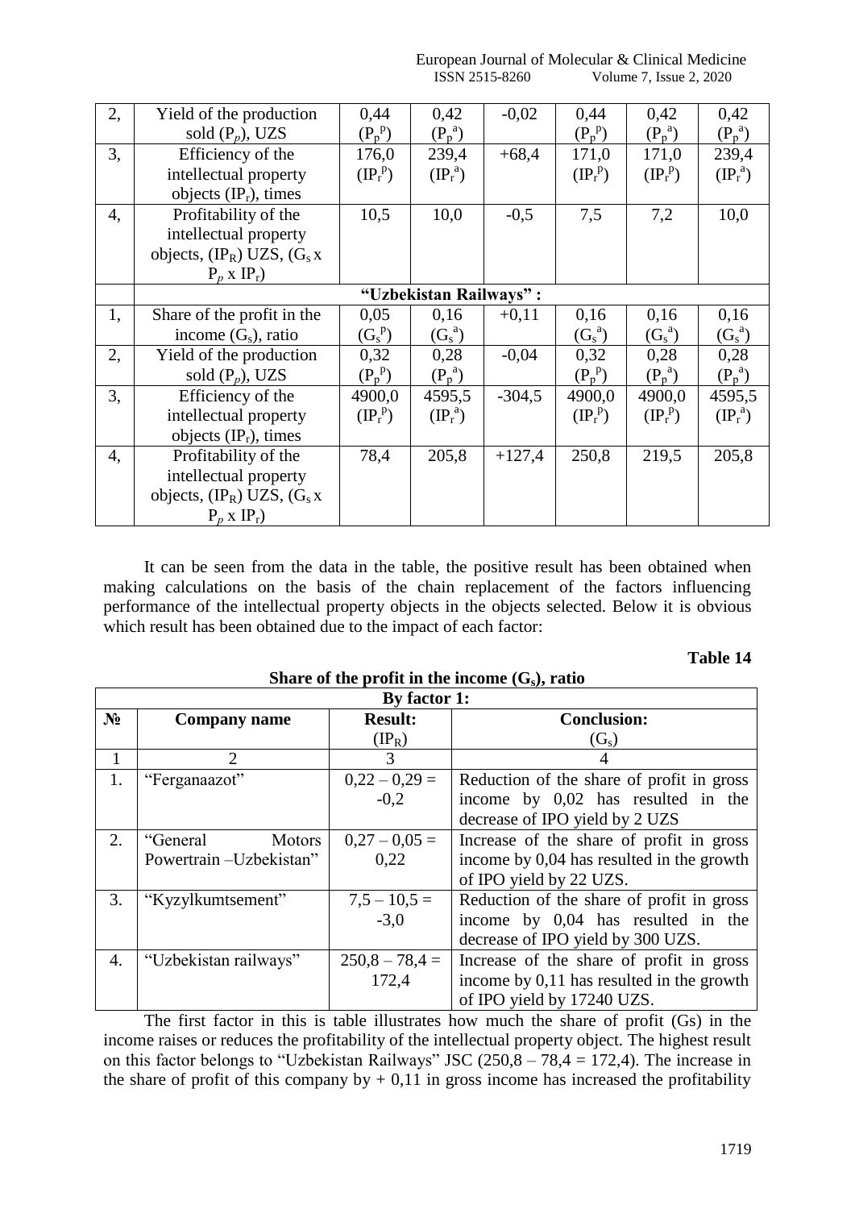| | | | | | | | |
|---|---|---|---|---|---|---|---|
| 2, | Yield of the production sold ($P_p$), UZS | 0,44 ($P_p^p$) | 0,42 ($P_p^a$) | -0,02 | 0,44 ($P_p^p$) | 0,42 ($P_p^a$) | 0,42 ($P_p^a$) |
| 3, | Efficiency of the intellectual property objects ($IP_r$), times | 176,0 ($IP_r^p$) | 239,4 ($IP_r^a$) | +68,4 | 171,0 ($IP_r^p$) | 171,0 ($IP_r^p$) | 239,4 ($IP_r^a$) |
| 4, | Profitability of the intellectual property objects, ($IP_R$) UZS, ($G_s$ x $P_p$ x $IP_r$) | 10,5 | 10,0 | -0,5 | 7,5 | 7,2 | 10,0 |
| | **"Uzbekistan Railways" :** | | | | | | |
| 1, | Share of the profit in the income ($G_s$), ratio | 0,05 ($G_s^p$) | 0,16 ($G_s^a$) | +0,11 | 0,16 ($G_s^a$) | 0,16 ($G_s^a$) | 0,16 ($G_s^a$) |
| 2, | Yield of the production sold ($P_p$), UZS | 0,32 ($P_p^p$) | 0,28 ($P_p^a$) | -0,04 | 0,32 ($P_p^p$) | 0,28 ($P_p^a$) | 0,28 ($P_p^a$) |
| 3, | Efficiency of the intellectual property objects ($IP_r$), times | 4900,0 ($IP_r^p$) | 4595,5 ($IP_r^a$) | -304,5 | 4900,0 ($IP_r^p$) | 4900,0 ($IP_r^p$) | 4595,5 ($IP_r^a$) |
| 4, | Profitability of the intellectual property objects, ($IP_R$) UZS, ($G_s$ x $P_p$ x $IP_r$) | 78,4 | 205,8 | +127,4 | 250,8 | 219,5 | 205,8 |

It can be seen from the data in the table, the positive result has been obtained when making calculations on the basis of the chain replacement of the factors influencing performance of the intellectual property objects in the objects selected. Below it is obvious which result has been obtained due to the impact of each factor:

**Table 14**

**Share of the profit in the income ($G_s$), ratio**

| **By factor 1:** | | | |
|---|---|---|---|
| **№** | **Company name** | **Result:** ($IP_R$) | **Conclusion:** ($G_s$) |
| 1 | 2 | 3 | 4 |
| 1. | "Ferganaazot" | 0,22 – 0,29 = -0,2 | Reduction of the share of profit in gross income by 0,02 has resulted in the decrease of IPO yield by 2 UZS |
| 2. | "General Motors Powertrain –Uzbekistan" | 0,27 – 0,05 = 0,22 | Increase of the share of profit in gross income by 0,04 has resulted in the growth of IPO yield by 22 UZS. |
| 3. | "Kyzylkumtsement" | 7,5 – 10,5 = -3,0 | Reduction of the share of profit in gross income by 0,04 has resulted in the decrease of IPO yield by 300 UZS. |
| 4. | "Uzbekistan railways" | 250,8 – 78,4 = 172,4 | Increase of the share of profit in gross income by 0,11 has resulted in the growth of IPO yield by 17240 UZS. |

The first factor in this is table illustrates how much the share of profit (Gs) in the income raises or reduces the profitability of the intellectual property object. The highest result on this factor belongs to "Uzbekistan Railways" JSC (250,8 – 78,4 = 172,4). The increase in the share of profit of this company by + 0,11 in gross income has increased the profitability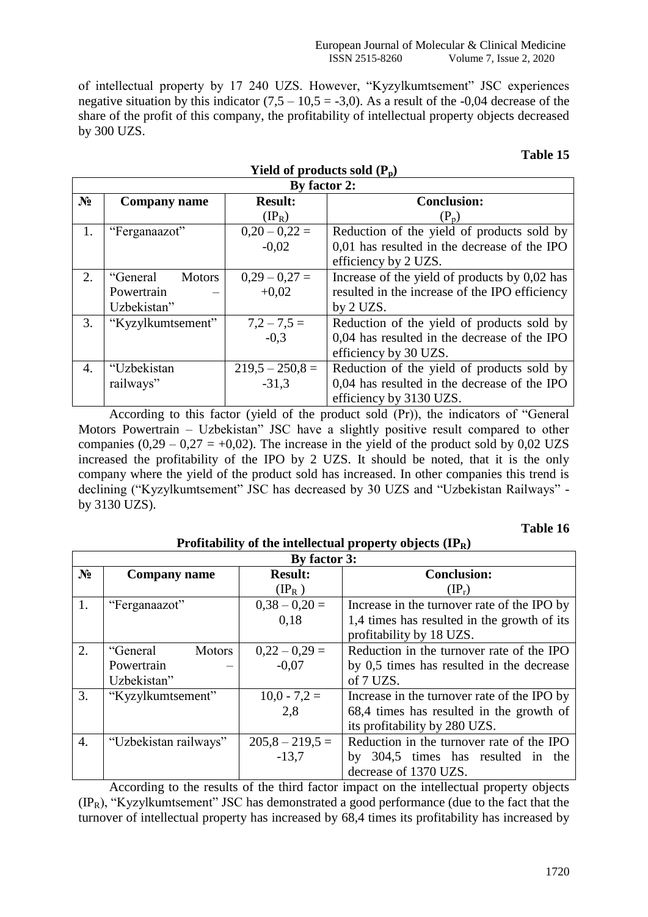of intellectual property by 17 240 UZS. However, "Kyzylkumtsement" JSC experiences negative situation by this indicator (7,5 – 10,5 = -3,0). As a result of the -0,04 decrease of the share of the profit of this company, the profitability of intellectual property objects decreased by 300 UZS.

**Table 15**

**Yield of products sold ($P_p$)**

| By factor 2: | | | |
|---|---|---|---|
| **№** | **Company name** | **Result:** ($IP_R$) | **Conclusion:** ($P_p$) |
| 1. | "Ferganaazot" | 0,20 – 0,22 = -0,02 | Reduction of the yield of products sold by 0,01 has resulted in the decrease of the IPO efficiency by 2 UZS. |
| 2. | "General Motors Powertrain – Uzbekistan" | 0,29 – 0,27 = +0,02 | Increase of the yield of products by 0,02 has resulted in the increase of the IPO efficiency by 2 UZS. |
| 3. | "Kyzylkumtsement" | 7,2 – 7,5 = -0,3 | Reduction of the yield of products sold by 0,04 has resulted in the decrease of the IPO efficiency by 30 UZS. |
| 4. | "Uzbekistan railways" | 219,5 – 250,8 = -31,3 | Reduction of the yield of products sold by 0,04 has resulted in the decrease of the IPO efficiency by 3130 UZS. |

According to this factor (yield of the product sold (Pr)), the indicators of "General Motors Powertrain – Uzbekistan" JSC have a slightly positive result compared to other companies (0,29 – 0,27 = +0,02). The increase in the yield of the product sold by 0,02 UZS increased the profitability of the IPO by 2 UZS. It should be noted, that it is the only company where the yield of the product sold has increased. In other companies this trend is declining ("Kyzylkumtsement" JSC has decreased by 30 UZS and "Uzbekistan Railways" - by 3130 UZS).

**Table 16**

**Profitability of the intellectual property objects ($IP_R$)**

| By factor 3: | | | |
|---|---|---|---|
| **№** | **Company name** | **Result:** ($IP_R$) | **Conclusion:** ($IP_r$) |
| 1. | "Ferganaazot" | 0,38 – 0,20 = 0,18 | Increase in the turnover rate of the IPO by 1,4 times has resulted in the growth of its profitability by 18 UZS. |
| 2. | "General Motors Powertrain – Uzbekistan" | 0,22 – 0,29 = -0,07 | Reduction in the turnover rate of the IPO by 0,5 times has resulted in the decrease of 7 UZS. |
| 3. | "Kyzylkumtsement" | 10,0 - 7,2 = 2,8 | Increase in the turnover rate of the IPO by 68,4 times has resulted in the growth of its profitability by 280 UZS. |
| 4. | "Uzbekistan railways" | 205,8 – 219,5 = -13,7 | Reduction in the turnover rate of the IPO by 304,5 times has resulted in the decrease of 1370 UZS. |

According to the results of the third factor impact on the intellectual property objects ($IP_R$), "Kyzylkumtsement" JSC has demonstrated a good performance (due to the fact that the turnover of intellectual property has increased by 68,4 times its profitability has increased by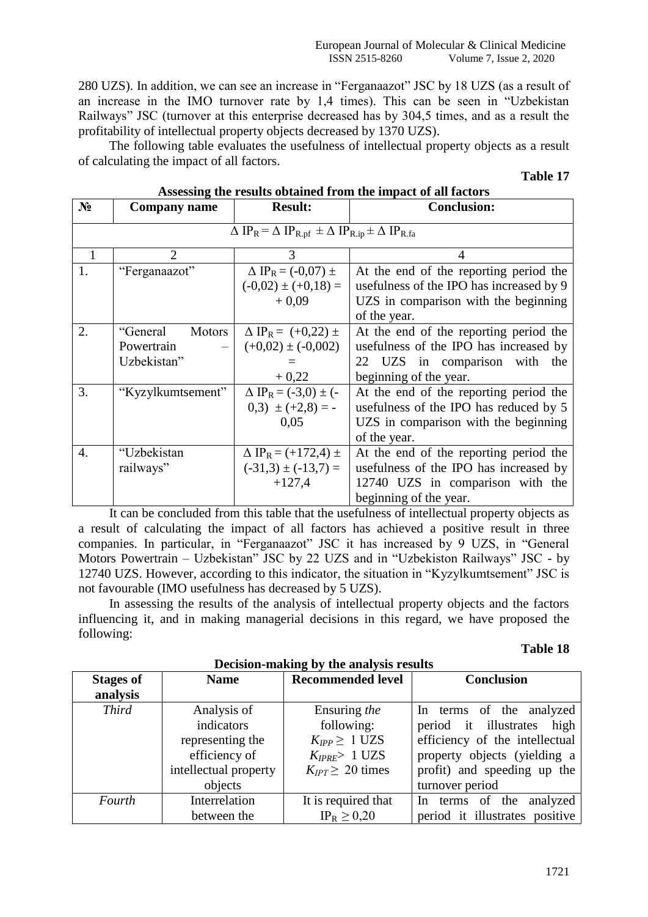280 UZS). In addition, we can see an increase in "Ferganaazot" JSC by 18 UZS (as a result of an increase in the IMO turnover rate by 1,4 times). This can be seen in "Uzbekistan Railways" JSC (turnover at this enterprise decreased has by 304,5 times, and as a result the profitability of intellectual property objects decreased by 1370 UZS).

The following table evaluates the usefulness of intellectual property objects as a result of calculating the impact of all factors.

**Table 17**

**Assessing the results obtained from the impact of all factors**

| № | Company name | Result: | Conclusion: |
|---|---|---|---|
| $\Delta\ IP_R = \Delta\ IP_{R.pf} \pm \Delta\ IP_{R.ip} \pm \Delta\ IP_{R.fa}$ | | | |
| 1 | 2 | 3 | 4 |
| 1. | "Ferganaazot" | $\Delta\ IP_R = (-0{,}07) \pm (-0{,}02) \pm (+0{,}18) = +0{,}09$ | At the end of the reporting period the usefulness of the IPO has increased by 9 UZS in comparison with the beginning of the year. |
| 2. | "General Motors Powertrain – Uzbekistan" | $\Delta\ IP_R = (+0{,}22) \pm (+0{,}02) \pm (-0{,}002) = +0{,}22$ | At the end of the reporting period the usefulness of the IPO has increased by 22 UZS in comparison with the beginning of the year. |
| 3. | "Kyzylkumtsement" | $\Delta\ IP_R = (-3{,}0) \pm (-0{,}3) \pm (+2{,}8) = -0{,}05$ | At the end of the reporting period the usefulness of the IPO has reduced by 5 UZS in comparison with the beginning of the year. |
| 4. | "Uzbekistan railways" | $\Delta\ IP_R = (+172{,}4) \pm (-31{,}3) \pm (-13{,}7) = +127{,}4$ | At the end of the reporting period the usefulness of the IPO has increased by 12740 UZS in comparison with the beginning of the year. |

It can be concluded from this table that the usefulness of intellectual property objects as a result of calculating the impact of all factors has achieved a positive result in three companies. In particular, in "Ferganaazot" JSC it has increased by 9 UZS, in "General Motors Powertrain – Uzbekistan" JSC by 22 UZS and in "Uzbekiston Railways" JSC - by 12740 UZS. However, according to this indicator, the situation in "Kyzylkumtsement" JSC is not favourable (IMO usefulness has decreased by 5 UZS).

In assessing the results of the analysis of intellectual property objects and the factors influencing it, and in making managerial decisions in this regard, we have proposed the following:

**Table 18**

**Decision-making by the analysis results**

| Stages of analysis | Name | Recommended level | Conclusion |
|---|---|---|---|
| *Third* | Analysis of indicators representing the efficiency of intellectual property objects | Ensuring *the* following: $K_{IPP} \geq$ 1 UZS $K_{IPRE} >$ 1 UZS $K_{IPT} \geq$ 20 times | In terms of the analyzed period it illustrates high efficiency of the intellectual property objects (yielding a profit) and speeding up the turnover period |
| *Fourth* | Interrelation between the | It is required that $IP_R \geq 0{,}20$ | In terms of the analyzed period it illustrates positive |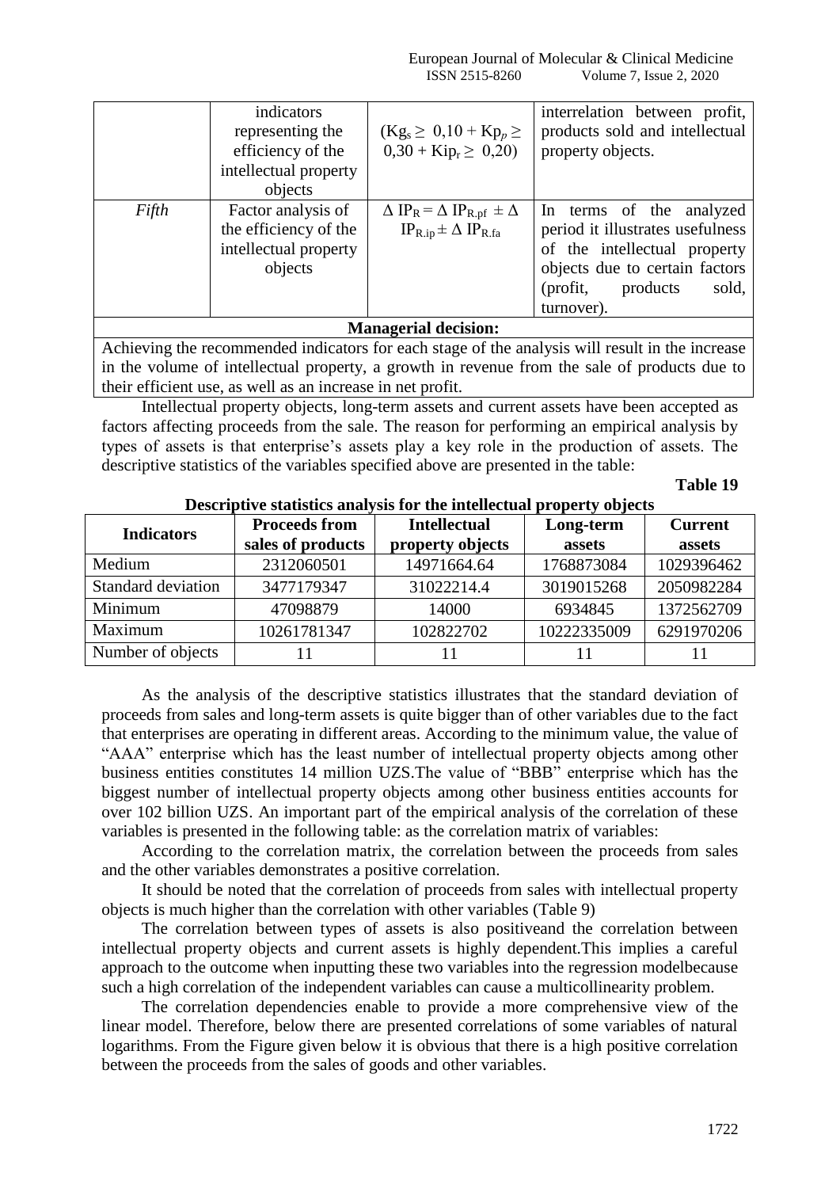|  | indicators representing the efficiency of the intellectual property objects | $(Kg_s \geq 0{,}10 + Kp_p \geq 0{,}30 + Kip_r \geq 0{,}20)$ | interrelation between profit, products sold and intellectual property objects. |
| --- | --- | --- | --- |
| *Fifth* | Factor analysis of the efficiency of the intellectual property objects | $\Delta IP_R = \Delta IP_{R.pf} \pm \Delta IP_{R.ip} \pm \Delta IP_{R.fa}$ | In terms of the analyzed period it illustrates usefulness of the intellectual property objects due to certain factors (profit, products sold, turnover). |
| **Managerial decision:** | | | |
| Achieving the recommended indicators for each stage of the analysis will result in the increase in the volume of intellectual property, a growth in revenue from the sale of products due to their efficient use, as well as an increase in net profit. | | | |

Intellectual property objects, long-term assets and current assets have been accepted as factors affecting proceeds from the sale. The reason for performing an empirical analysis by types of assets is that enterprise's assets play a key role in the production of assets. The descriptive statistics of the variables specified above are presented in the table:

**Table 19**

**Descriptive statistics analysis for the intellectual property objects**

| Indicators | Proceeds from sales of products | Intellectual property objects | Long-term assets | Current assets |
| --- | --- | --- | --- | --- |
| Medium | 2312060501 | 14971664.64 | 1768873084 | 1029396462 |
| Standard deviation | 3477179347 | 31022214.4 | 3019015268 | 2050982284 |
| Minimum | 47098879 | 14000 | 6934845 | 1372562709 |
| Maximum | 10261781347 | 102822702 | 10222335009 | 6291970206 |
| Number of objects | 11 | 11 | 11 | 11 |

As the analysis of the descriptive statistics illustrates that the standard deviation of proceeds from sales and long-term assets is quite bigger than of other variables due to the fact that enterprises are operating in different areas. According to the minimum value, the value of "AAA" enterprise which has the least number of intellectual property objects among other business entities constitutes 14 million UZS.The value of "BBB" enterprise which has the biggest number of intellectual property objects among other business entities accounts for over 102 billion UZS. An important part of the empirical analysis of the correlation of these variables is presented in the following table: as the correlation matrix of variables:

According to the correlation matrix, the correlation between the proceeds from sales and the other variables demonstrates a positive correlation.

It should be noted that the correlation of proceeds from sales with intellectual property objects is much higher than the correlation with other variables (Table 9)

The correlation between types of assets is also positiveand the correlation between intellectual property objects and current assets is highly dependent.This implies a careful approach to the outcome when inputting these two variables into the regression modelbecause such a high correlation of the independent variables can cause a multicollinearity problem.

The correlation dependencies enable to provide a more comprehensive view of the linear model. Therefore, below there are presented correlations of some variables of natural logarithms. From the Figure given below it is obvious that there is a high positive correlation between the proceeds from the sales of goods and other variables.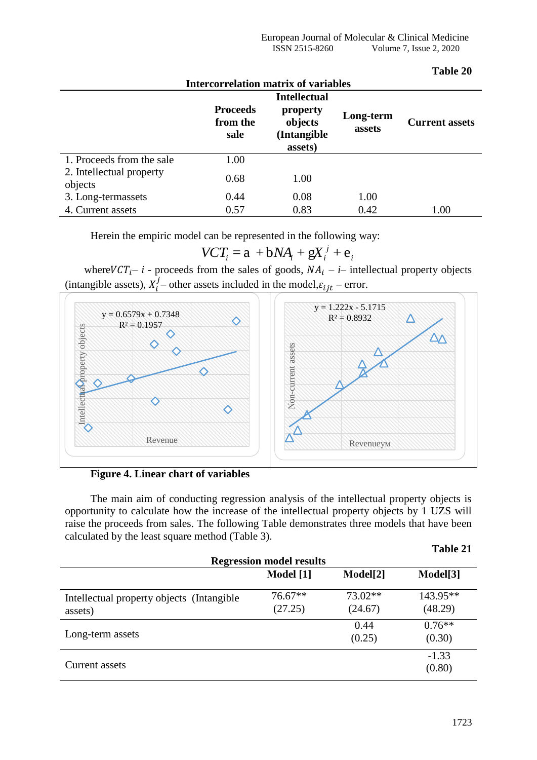**Table 20**

**Intercorrelation matrix of variables**

| | Proceeds from the sale | Intellectual property objects (Intangible assets) | Long-term assets | Current assets |
|---|---|---|---|---|
| 1. Proceeds from the sale | 1.00 | | | |
| 2. Intellectual property objects | 0.68 | 1.00 | | |
| 3. Long-termassets | 0.44 | 0.08 | 1.00 | |
| 4. Current assets | 0.57 | 0.83 | 0.42 | 1.00 |

Herein the empiric model can be represented in the following way:

$$VCT_i = a + bNA_i + gX_i^j + e_i$$

where $VCT_i$ – $i$ - proceeds from the sales of goods, $NA_i$ – $i$– intellectual property objects (intangible assets), $X_i^j$ – other assets included in the model, $\varepsilon_{ijt}$ – error.

**Figure 4. Linear chart of variables**

The main aim of conducting regression analysis of the intellectual property objects is opportunity to calculate how the increase of the intellectual property objects by 1 UZS will raise the proceeds from sales. The following Table demonstrates three models that have been calculated by the least square method (Table 3).

**Table 21**

**Regression model results**

| | Model [1] | Model[2] | Model[3] |
|---|---|---|---|
| Intellectual property objects (Intangible assets) | 76.67** (27.25) | 73.02** (24.67) | 143.95** (48.29) |
| Long-term assets | | 0.44 (0.25) | 0.76** (0.30) |
| Current assets | | | -1.33 (0.80) |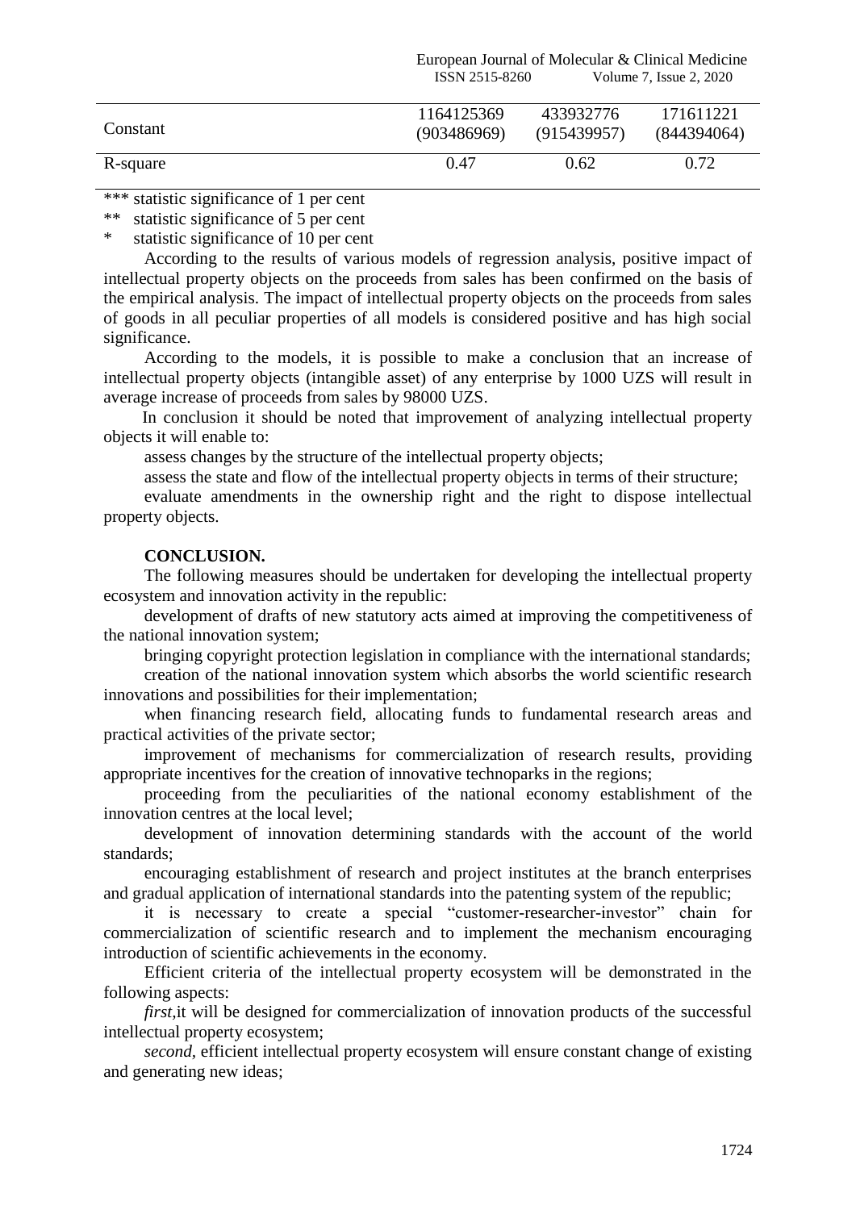| Constant | 1164125369 (903486969) | 433932776 (915439957) | 171611221 (844394064) |
|---|---|---|---|
| R-square | 0.47 | 0.62 | 0.72 |

*** statistic significance of 1 per cent

** statistic significance of 5 per cent

* statistic significance of 10 per cent

According to the results of various models of regression analysis, positive impact of intellectual property objects on the proceeds from sales has been confirmed on the basis of the empirical analysis. The impact of intellectual property objects on the proceeds from sales of goods in all peculiar properties of all models is considered positive and has high social significance.

According to the models, it is possible to make a conclusion that an increase of intellectual property objects (intangible asset) of any enterprise by 1000 UZS will result in average increase of proceeds from sales by 98000 UZS.

In conclusion it should be noted that improvement of analyzing intellectual property objects it will enable to:

assess changes by the structure of the intellectual property objects;

assess the state and flow of the intellectual property objects in terms of their structure;

evaluate amendments in the ownership right and the right to dispose intellectual property objects.

## CONCLUSION.

The following measures should be undertaken for developing the intellectual property ecosystem and innovation activity in the republic:

development of drafts of new statutory acts aimed at improving the competitiveness of the national innovation system;

bringing copyright protection legislation in compliance with the international standards;

creation of the national innovation system which absorbs the world scientific research innovations and possibilities for their implementation;

when financing research field, allocating funds to fundamental research areas and practical activities of the private sector;

improvement of mechanisms for commercialization of research results, providing appropriate incentives for the creation of innovative technoparks in the regions;

proceeding from the peculiarities of the national economy establishment of the innovation centres at the local level;

development of innovation determining standards with the account of the world standards;

encouraging establishment of research and project institutes at the branch enterprises and gradual application of international standards into the patenting system of the republic;

it is necessary to create a special "customer-researcher-investor" chain for commercialization of scientific research and to implement the mechanism encouraging introduction of scientific achievements in the economy.

Efficient criteria of the intellectual property ecosystem will be demonstrated in the following aspects:

*first,*it will be designed for commercialization of innovation products of the successful intellectual property ecosystem;

*second,* efficient intellectual property ecosystem will ensure constant change of existing and generating new ideas;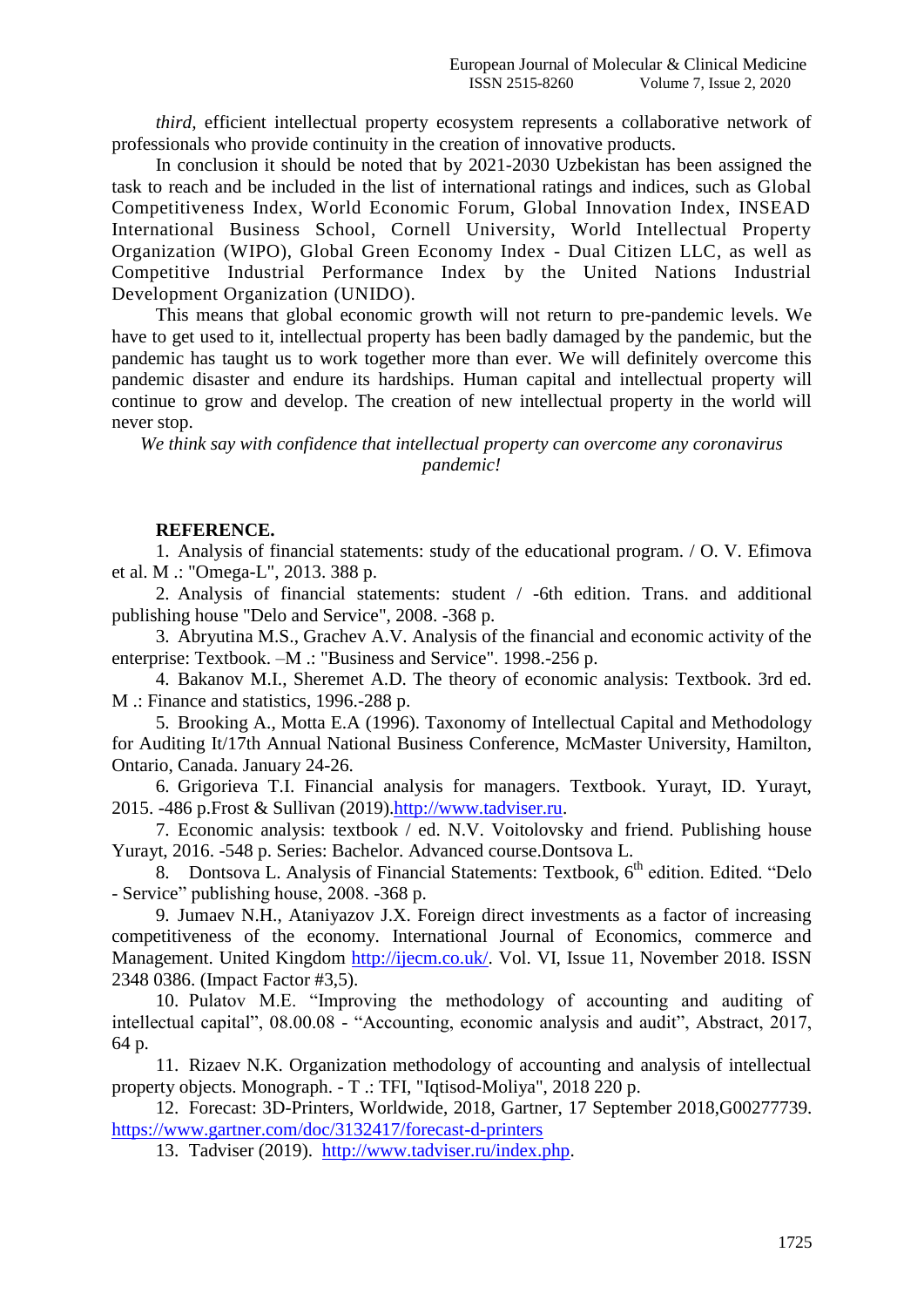*third,* efficient intellectual property ecosystem represents a collaborative network of professionals who provide continuity in the creation of innovative products.

In conclusion it should be noted that by 2021-2030 Uzbekistan has been assigned the task to reach and be included in the list of international ratings and indices, such as Global Competitiveness Index, World Economic Forum, Global Innovation Index, INSEAD International Business School, Cornell University, World Intellectual Property Organization (WIPO), Global Green Economy Index - Dual Citizen LLC, as well as Competitive Industrial Performance Index by the United Nations Industrial Development Organization (UNIDO).

This means that global economic growth will not return to pre-pandemic levels. We have to get used to it, intellectual property has been badly damaged by the pandemic, but the pandemic has taught us to work together more than ever. We will definitely overcome this pandemic disaster and endure its hardships. Human capital and intellectual property will continue to grow and develop. The creation of new intellectual property in the world will never stop.

*We think say with confidence that intellectual property can overcome any coronavirus pandemic!*

**REFERENCE.**

1. Analysis of financial statements: study of the educational program. / O. V. Efimova et al. M .: "Omega-L", 2013. 388 p.
2. Analysis of financial statements: student / -6th edition. Trans. and additional publishing house "Delo and Service", 2008. -368 p.
3. Abryutina M.S., Grachev A.V. Analysis of the financial and economic activity of the enterprise: Textbook. –M .: "Business and Service". 1998.-256 p.
4. Bakanov M.I., Sheremet A.D. The theory of economic analysis: Textbook. 3rd ed. M .: Finance and statistics, 1996.-288 p.
5. Brooking A., Motta E.A (1996). Taxonomy of Intellectual Capital and Methodology for Auditing It/17th Annual National Business Conference, McMaster University, Hamilton, Ontario, Canada. January 24-26.
6. Grigorieva T.I. Financial analysis for managers. Textbook. Yurayt, ID. Yurayt, 2015. -486 p.Frost & Sullivan (2019).http://www.tadviser.ru.
7. Economic analysis: textbook / ed. N.V. Voitolovsky and friend. Publishing house Yurayt, 2016. -548 p. Series: Bachelor. Advanced course.Dontsova L.
8. Dontsova L. Analysis of Financial Statements: Textbook, 6th edition. Edited. “Delo - Service” publishing house, 2008. -368 p.
9. Jumaev N.H., Ataniyazov J.X. Foreign direct investments as a factor of increasing competitiveness of the economy. International Journal of Economics, commerce and Management. United Kingdom http://ijecm.co.uk/. Vol. VI, Issue 11, November 2018. ISSN 2348 0386. (Impact Factor #3,5).
10. Pulatov M.E. “Improving the methodology of accounting and auditing of intellectual capital”, 08.00.08 - “Accounting, economic analysis and audit”, Abstract, 2017, 64 p.
11. Rizaev N.K. Organization methodology of accounting and analysis of intellectual property objects. Monograph. - T .: TFI, "Iqtisod-Moliya", 2018 220 p.
12. Forecast: 3D-Printers, Worldwide, 2018, Gartner, 17 September 2018,G00277739. https://www.gartner.com/doc/3132417/forecast-d-printers
13. Tadviser (2019). http://www.tadviser.ru/index.php.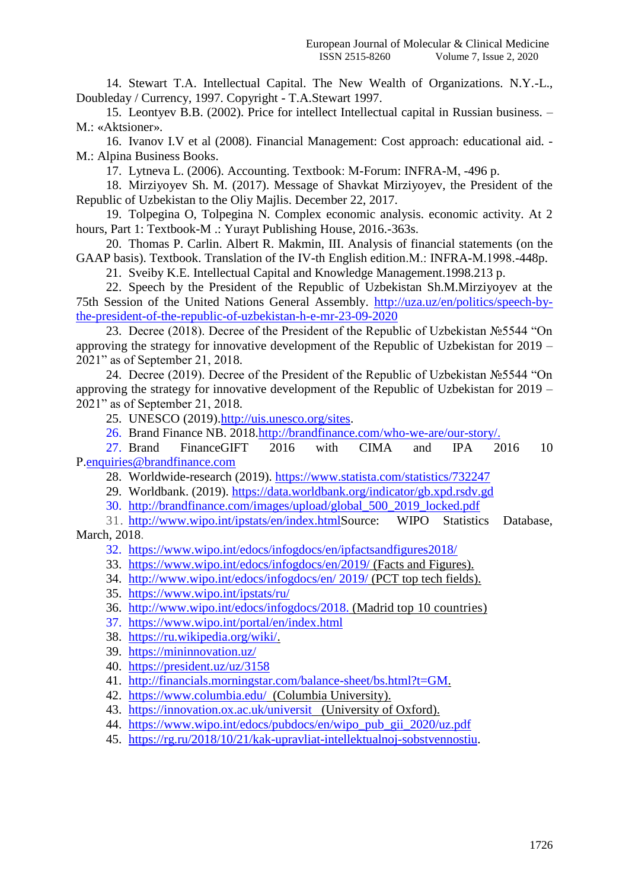14. Stewart T.A. Intellectual Capital. The New Wealth of Organizations. N.Y.-L., Doubleday / Currency, 1997. Copyright - T.A.Stewart 1997.
15. Leontyev B.B. (2002). Price for intellect Intellectual capital in Russian business. – M.: «Aktsioner».
16. Ivanov I.V et al (2008). Financial Management: Cost approach: educational aid. - M.: Alpina Business Books.
17. Lytneva L. (2006). Accounting. Textbook: M-Forum: INFRA-M, -496 p.
18. Mirziyoyev Sh. M. (2017). Message of Shavkat Mirziyoyev, the President of the Republic of Uzbekistan to the Oliy Majlis. December 22, 2017.
19. Tolpegina O, Tolpegina N. Complex economic analysis. economic activity. At 2 hours, Part 1: Textbook-M .: Yurayt Publishing House, 2016.-363s.
20. Thomas P. Carlin. Albert R. Makmin, III. Analysis of financial statements (on the GAAP basis). Textbook. Translation of the IV-th English edition.M.: INFRA-M.1998.-448p.
21. Sveiby K.E. Intellectual Capital and Knowledge Management.1998.213 p.
22. Speech by the President of the Republic of Uzbekistan Sh.M.Mirziyoyev at the 75th Session of the United Nations General Assembly. http://uza.uz/en/politics/speech-by-the-president-of-the-republic-of-uzbekistan-h-e-mr-23-09-2020
23. Decree (2018). Decree of the President of the Republic of Uzbekistan №5544 "On approving the strategy for innovative development of the Republic of Uzbekistan for 2019 – 2021" as of September 21, 2018.
24. Decree (2019). Decree of the President of the Republic of Uzbekistan №5544 "On approving the strategy for innovative development of the Republic of Uzbekistan for 2019 – 2021" as of September 21, 2018.
25. UNESCO (2019).http://uis.unesco.org/sites.
26. Brand Finance NB. 2018.http://brandfinance.com/who-we-are/our-story/.
27. Brand FinanceGIFT 2016 with CIMA and IPA 2016 10 P.enquiries@brandfinance.com
28. Worldwide-research (2019). https://www.statista.com/statistics/732247
29. Worldbank. (2019). https://data.worldbank.org/indicator/gb.xpd.rsdv.gd
30. http://brandfinance.com/images/upload/global_500_2019_locked.pdf
31. http://www.wipo.int/ipstats/en/index.htmlSource: WIPO Statistics Database, March, 2018.
32. https://www.wipo.int/edocs/infogdocs/en/ipfactsandfigures2018/
33. https://www.wipo.int/edocs/infogdocs/en/2019/ (Facts and Figures).
34. http://www.wipo.int/edocs/infogdocs/en/ 2019/ (PCT top tech fields).
35. https://www.wipo.int/ipstats/ru/
36. http://www.wipo.int/edocs/infogdocs/2018. (Madrid top 10 countries)
37. https://www.wipo.int/portal/en/index.html
38. https://ru.wikipedia.org/wiki/.
39. https://mininnovation.uz/
40. https://president.uz/uz/3158
41. http://financials.morningstar.com/balance-sheet/bs.html?t=GM.
42. https://www.columbia.edu/ (Columbia University).
43. https://innovation.ox.ac.uk/universit (University of Oxford).
44. https://www.wipo.int/edocs/pubdocs/en/wipo_pub_gii_2020/uz.pdf
45. https://rg.ru/2018/10/21/kak-upravliat-intellektualnoj-sobstvennostiu.